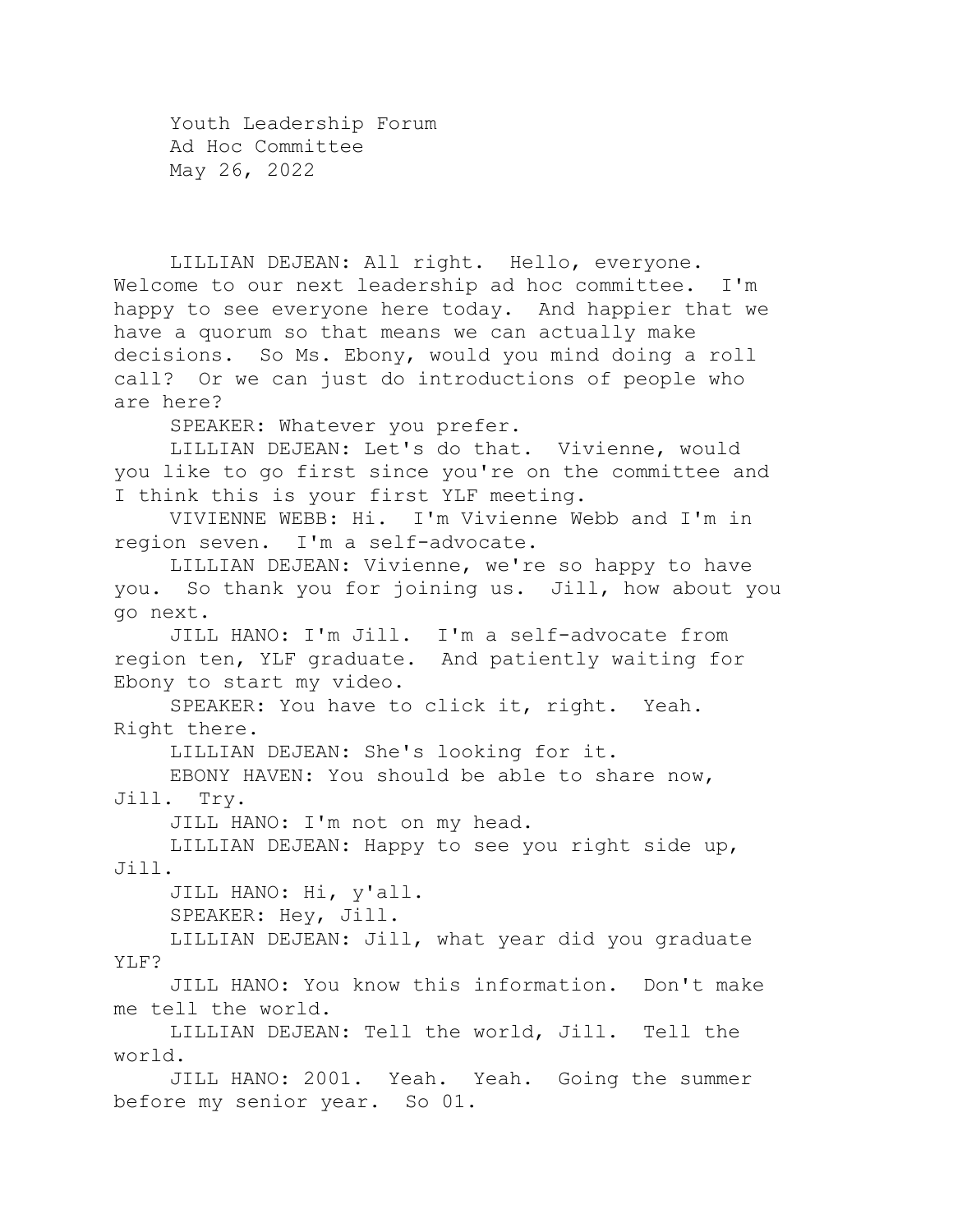Youth Leadership Forum
Ad Hoc Committee
May 26, 2022

LILLIAN DEJEAN: All right. Hello, everyone. Welcome to our next leadership ad hoc committee. I'm happy to see everyone here today. And happier that we have a quorum so that means we can actually make decisions. So Ms. Ebony, would you mind doing a roll call? Or we can just do introductions of people who are here?

SPEAKER: Whatever you prefer.

LILLIAN DEJEAN: Let's do that. Vivienne, would you like to go first since you're on the committee and I think this is your first YLF meeting.

VIVIENNE WEBB: Hi. I'm Vivienne Webb and I'm in region seven. I'm a self-advocate.

LILLIAN DEJEAN: Vivienne, we're so happy to have you. So thank you for joining us. Jill, how about you go next.

JILL HANO: I'm Jill. I'm a self-advocate from region ten, YLF graduate. And patiently waiting for Ebony to start my video.

SPEAKER: You have to click it, right. Yeah. Right there.

LILLIAN DEJEAN: She's looking for it.

EBONY HAVEN: You should be able to share now, Jill. Try.

JILL HANO: I'm not on my head.

LILLIAN DEJEAN: Happy to see you right side up, Jill.

JILL HANO: Hi, y'all.

SPEAKER: Hey, Jill.

LILLIAN DEJEAN: Jill, what year did you graduate YLF?

JILL HANO: You know this information. Don't make me tell the world.

LILLIAN DEJEAN: Tell the world, Jill. Tell the world.

JILL HANO: 2001. Yeah. Yeah. Going the summer before my senior year. So 01.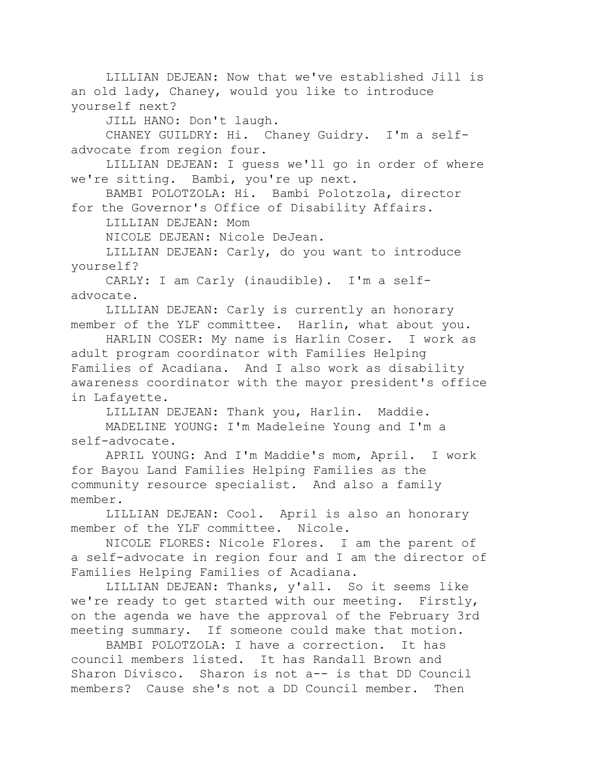LILLIAN DEJEAN: Now that we've established Jill is an old lady, Chaney, would you like to introduce yourself next?

JILL HANO: Don't laugh.

CHANEY GUILDRY: Hi. Chaney Guidry. I'm a self-advocate from region four.

LILLIAN DEJEAN: I guess we'll go in order of where we're sitting. Bambi, you're up next.

BAMBI POLOTZOLA: Hi. Bambi Polotzola, director for the Governor's Office of Disability Affairs.

LILLIAN DEJEAN: Mom

NICOLE DEJEAN: Nicole DeJean.

LILLIAN DEJEAN: Carly, do you want to introduce yourself?

CARLY: I am Carly (inaudible). I'm a self-advocate.

LILLIAN DEJEAN: Carly is currently an honorary member of the YLF committee. Harlin, what about you.

HARLIN COSER: My name is Harlin Coser. I work as adult program coordinator with Families Helping Families of Acadiana. And I also work as disability awareness coordinator with the mayor president's office in Lafayette.

LILLIAN DEJEAN: Thank you, Harlin. Maddie.

MADELINE YOUNG: I'm Madeleine Young and I'm a self-advocate.

APRIL YOUNG: And I'm Maddie's mom, April. I work for Bayou Land Families Helping Families as the community resource specialist. And also a family member.

LILLIAN DEJEAN: Cool. April is also an honorary member of the YLF committee. Nicole.

NICOLE FLORES: Nicole Flores. I am the parent of a self-advocate in region four and I am the director of Families Helping Families of Acadiana.

LILLIAN DEJEAN: Thanks, y'all. So it seems like we're ready to get started with our meeting. Firstly, on the agenda we have the approval of the February 3rd meeting summary. If someone could make that motion.

BAMBI POLOTZOLA: I have a correction. It has council members listed. It has Randall Brown and Sharon Divisco. Sharon is not a-- is that DD Council members? Cause she's not a DD Council member. Then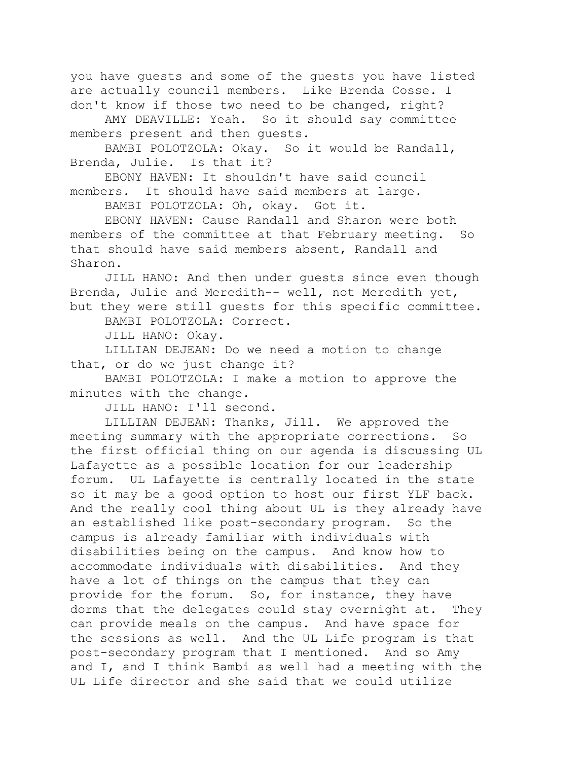you have guests and some of the guests you have listed are actually council members. Like Brenda Cosse. I don't know if those two need to be changed, right?

AMY DEAVILLE: Yeah. So it should say committee members present and then guests.

BAMBI POLOTZOLA: Okay. So it would be Randall, Brenda, Julie. Is that it?

EBONY HAVEN: It shouldn't have said council members. It should have said members at large.

BAMBI POLOTZOLA: Oh, okay. Got it.

EBONY HAVEN: Cause Randall and Sharon were both members of the committee at that February meeting. So that should have said members absent, Randall and Sharon.

JILL HANO: And then under guests since even though Brenda, Julie and Meredith-- well, not Meredith yet, but they were still guests for this specific committee.

BAMBI POLOTZOLA: Correct.

JILL HANO: Okay.

LILLIAN DEJEAN: Do we need a motion to change that, or do we just change it?

BAMBI POLOTZOLA: I make a motion to approve the minutes with the change.

JILL HANO: I'll second.

LILLIAN DEJEAN: Thanks, Jill. We approved the meeting summary with the appropriate corrections. So the first official thing on our agenda is discussing UL Lafayette as a possible location for our leadership forum. UL Lafayette is centrally located in the state so it may be a good option to host our first YLF back. And the really cool thing about UL is they already have an established like post-secondary program. So the campus is already familiar with individuals with disabilities being on the campus. And know how to accommodate individuals with disabilities. And they have a lot of things on the campus that they can provide for the forum. So, for instance, they have dorms that the delegates could stay overnight at. They can provide meals on the campus. And have space for the sessions as well. And the UL Life program is that post-secondary program that I mentioned. And so Amy and I, and I think Bambi as well had a meeting with the UL Life director and she said that we could utilize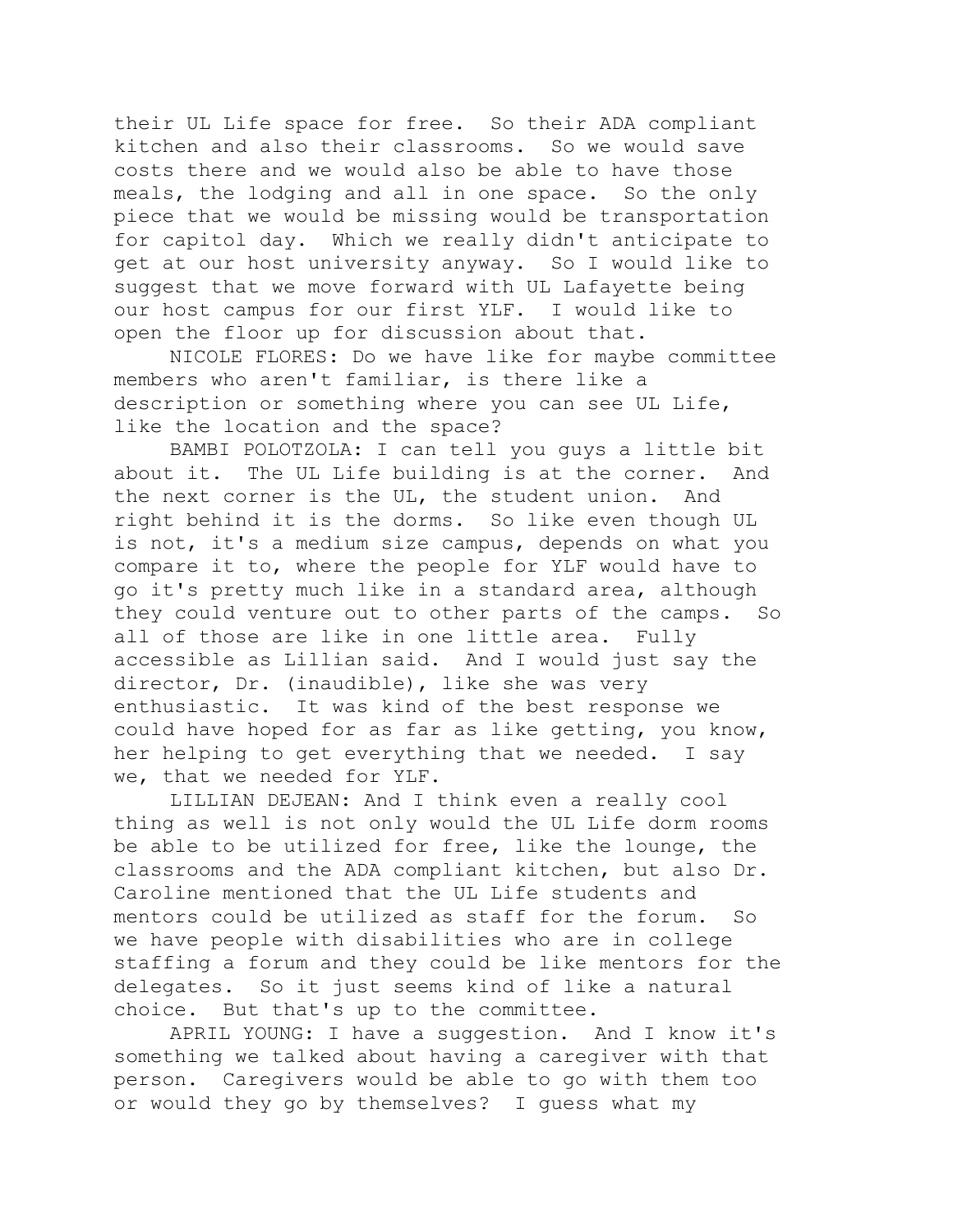their UL Life space for free. So their ADA compliant kitchen and also their classrooms. So we would save costs there and we would also be able to have those meals, the lodging and all in one space. So the only piece that we would be missing would be transportation for capitol day. Which we really didn't anticipate to get at our host university anyway. So I would like to suggest that we move forward with UL Lafayette being our host campus for our first YLF. I would like to open the floor up for discussion about that.

NICOLE FLORES: Do we have like for maybe committee members who aren't familiar, is there like a description or something where you can see UL Life, like the location and the space?

BAMBI POLOTZOLA: I can tell you guys a little bit about it. The UL Life building is at the corner. And the next corner is the UL, the student union. And right behind it is the dorms. So like even though UL is not, it's a medium size campus, depends on what you compare it to, where the people for YLF would have to go it's pretty much like in a standard area, although they could venture out to other parts of the camps. So all of those are like in one little area. Fully accessible as Lillian said. And I would just say the director, Dr. (inaudible), like she was very enthusiastic. It was kind of the best response we could have hoped for as far as like getting, you know, her helping to get everything that we needed. I say we, that we needed for YLF.

LILLIAN DEJEAN: And I think even a really cool thing as well is not only would the UL Life dorm rooms be able to be utilized for free, like the lounge, the classrooms and the ADA compliant kitchen, but also Dr. Caroline mentioned that the UL Life students and mentors could be utilized as staff for the forum. So we have people with disabilities who are in college staffing a forum and they could be like mentors for the delegates. So it just seems kind of like a natural choice. But that's up to the committee.

APRIL YOUNG: I have a suggestion. And I know it's something we talked about having a caregiver with that person. Caregivers would be able to go with them too or would they go by themselves? I guess what my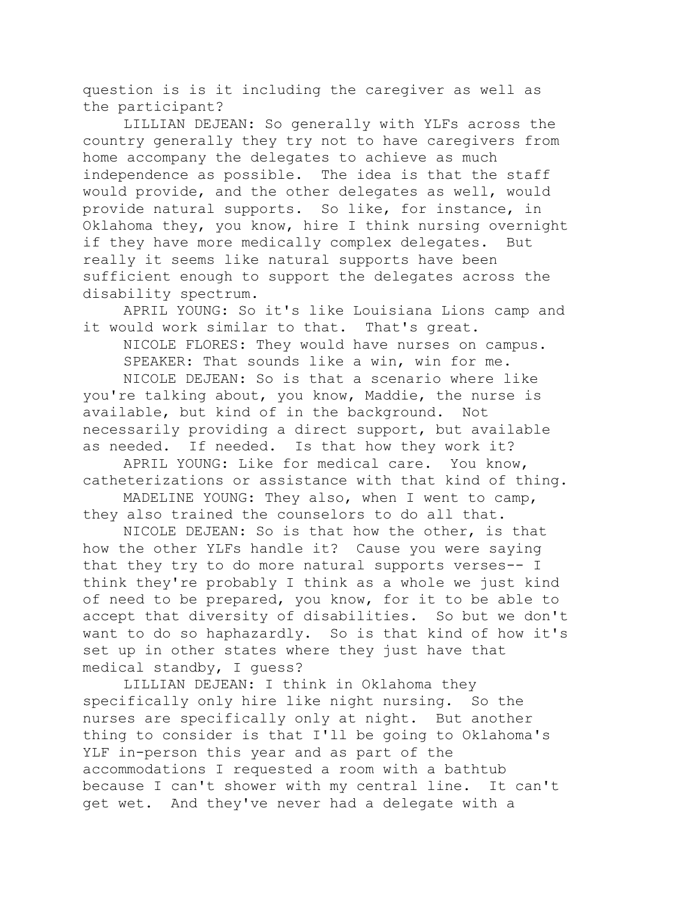question is is it including the caregiver as well as the participant?

LILLIAN DEJEAN: So generally with YLFs across the country generally they try not to have caregivers from home accompany the delegates to achieve as much independence as possible. The idea is that the staff would provide, and the other delegates as well, would provide natural supports. So like, for instance, in Oklahoma they, you know, hire I think nursing overnight if they have more medically complex delegates. But really it seems like natural supports have been sufficient enough to support the delegates across the disability spectrum.

APRIL YOUNG: So it's like Louisiana Lions camp and it would work similar to that. That's great.

NICOLE FLORES: They would have nurses on campus.

SPEAKER: That sounds like a win, win for me.

NICOLE DEJEAN: So is that a scenario where like you're talking about, you know, Maddie, the nurse is available, but kind of in the background. Not necessarily providing a direct support, but available as needed. If needed. Is that how they work it?

APRIL YOUNG: Like for medical care. You know, catheterizations or assistance with that kind of thing.

MADELINE YOUNG: They also, when I went to camp, they also trained the counselors to do all that.

NICOLE DEJEAN: So is that how the other, is that how the other YLFs handle it? Cause you were saying that they try to do more natural supports verses-- I think they're probably I think as a whole we just kind of need to be prepared, you know, for it to be able to accept that diversity of disabilities. So but we don't want to do so haphazardly. So is that kind of how it's set up in other states where they just have that medical standby, I guess?

LILLIAN DEJEAN: I think in Oklahoma they specifically only hire like night nursing. So the nurses are specifically only at night. But another thing to consider is that I'll be going to Oklahoma's YLF in-person this year and as part of the accommodations I requested a room with a bathtub because I can't shower with my central line. It can't get wet. And they've never had a delegate with a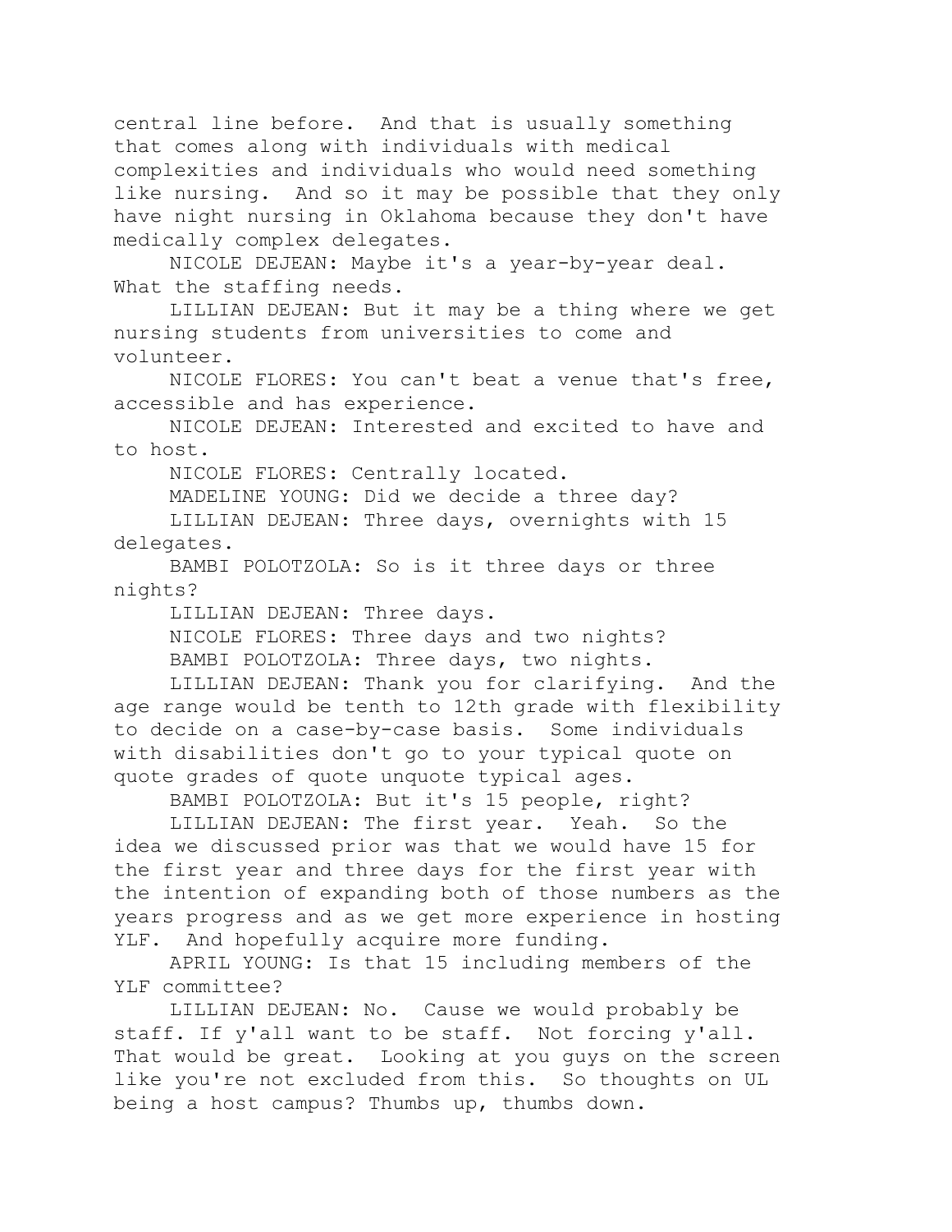central line before. And that is usually something that comes along with individuals with medical complexities and individuals who would need something like nursing. And so it may be possible that they only have night nursing in Oklahoma because they don't have medically complex delegates.

NICOLE DEJEAN: Maybe it's a year-by-year deal. What the staffing needs.

LILLIAN DEJEAN: But it may be a thing where we get nursing students from universities to come and volunteer.

NICOLE FLORES: You can't beat a venue that's free, accessible and has experience.

NICOLE DEJEAN: Interested and excited to have and to host.

NICOLE FLORES: Centrally located.

MADELINE YOUNG: Did we decide a three day?

LILLIAN DEJEAN: Three days, overnights with 15 delegates.

BAMBI POLOTZOLA: So is it three days or three nights?

LILLIAN DEJEAN: Three days.

NICOLE FLORES: Three days and two nights?

BAMBI POLOTZOLA: Three days, two nights.

LILLIAN DEJEAN: Thank you for clarifying. And the age range would be tenth to 12th grade with flexibility to decide on a case-by-case basis. Some individuals with disabilities don't go to your typical quote on quote grades of quote unquote typical ages.

BAMBI POLOTZOLA: But it's 15 people, right?

LILLIAN DEJEAN: The first year. Yeah. So the idea we discussed prior was that we would have 15 for the first year and three days for the first year with the intention of expanding both of those numbers as the years progress and as we get more experience in hosting YLF. And hopefully acquire more funding.

APRIL YOUNG: Is that 15 including members of the YLF committee?

LILLIAN DEJEAN: No. Cause we would probably be staff. If y'all want to be staff. Not forcing y'all. That would be great. Looking at you guys on the screen like you're not excluded from this. So thoughts on UL being a host campus? Thumbs up, thumbs down.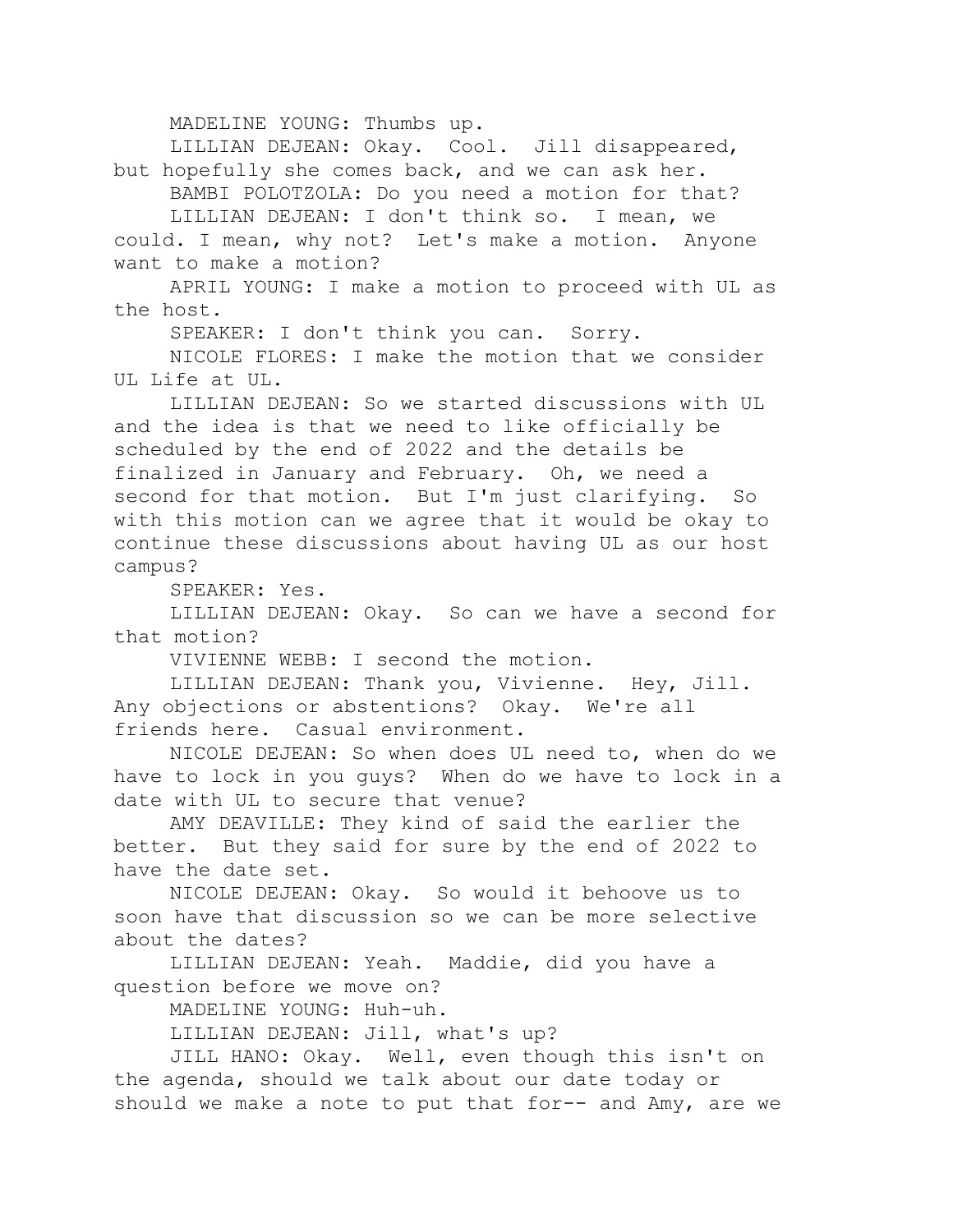MADELINE YOUNG: Thumbs up.

LILLIAN DEJEAN: Okay. Cool. Jill disappeared, but hopefully she comes back, and we can ask her.

BAMBI POLOTZOLA: Do you need a motion for that?

LILLIAN DEJEAN: I don't think so. I mean, we could. I mean, why not? Let's make a motion. Anyone want to make a motion?

APRIL YOUNG: I make a motion to proceed with UL as the host.

SPEAKER: I don't think you can. Sorry.

NICOLE FLORES: I make the motion that we consider UL Life at UL.

LILLIAN DEJEAN: So we started discussions with UL and the idea is that we need to like officially be scheduled by the end of 2022 and the details be finalized in January and February. Oh, we need a second for that motion. But I'm just clarifying. So with this motion can we agree that it would be okay to continue these discussions about having UL as our host campus?

SPEAKER: Yes.

LILLIAN DEJEAN: Okay. So can we have a second for that motion?

VIVIENNE WEBB: I second the motion.

LILLIAN DEJEAN: Thank you, Vivienne. Hey, Jill. Any objections or abstentions? Okay. We're all friends here. Casual environment.

NICOLE DEJEAN: So when does UL need to, when do we have to lock in you guys? When do we have to lock in a date with UL to secure that venue?

AMY DEAVILLE: They kind of said the earlier the better. But they said for sure by the end of 2022 to have the date set.

NICOLE DEJEAN: Okay. So would it behoove us to soon have that discussion so we can be more selective about the dates?

LILLIAN DEJEAN: Yeah. Maddie, did you have a question before we move on?

MADELINE YOUNG: Huh-uh.

LILLIAN DEJEAN: Jill, what's up?

JILL HANO: Okay. Well, even though this isn't on the agenda, should we talk about our date today or should we make a note to put that for-- and Amy, are we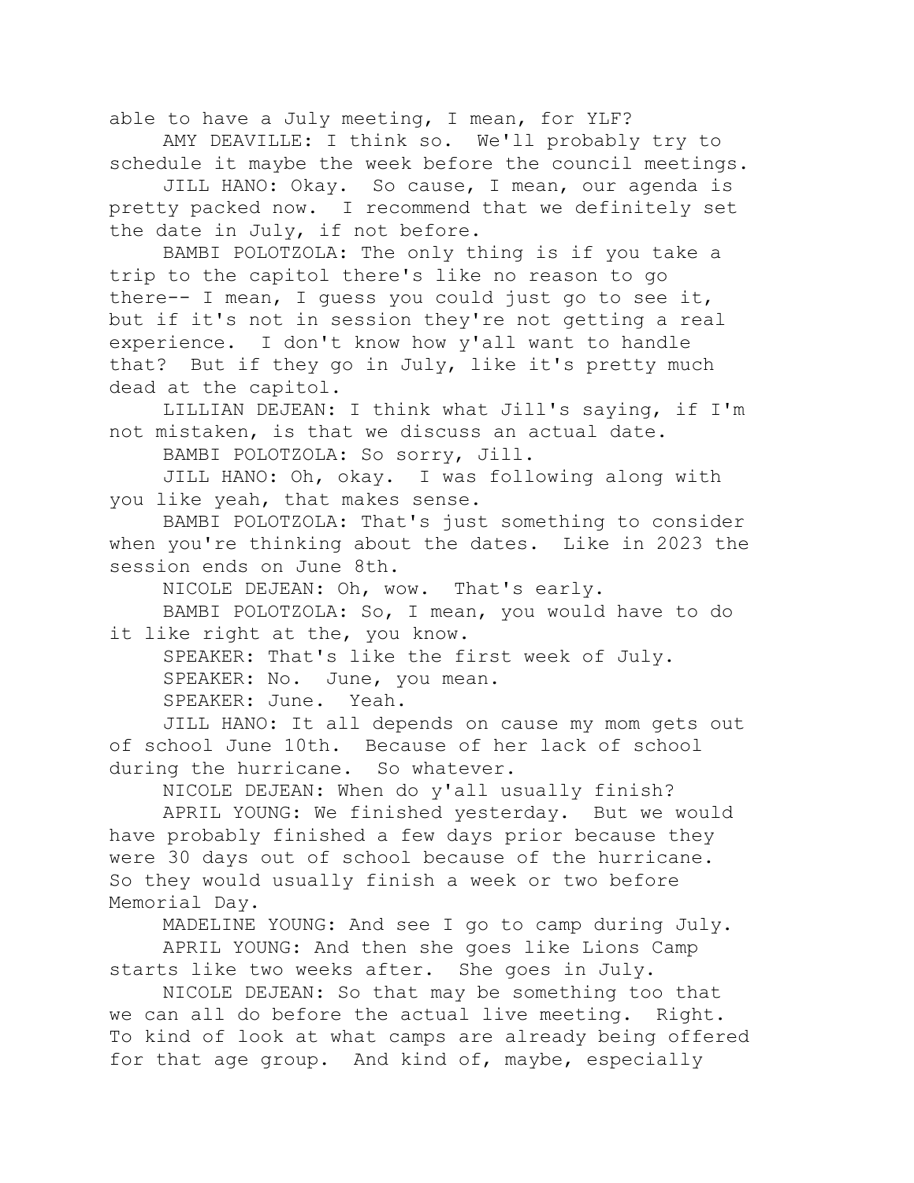able to have a July meeting, I mean, for YLF?

AMY DEAVILLE: I think so. We'll probably try to schedule it maybe the week before the council meetings.

JILL HANO: Okay. So cause, I mean, our agenda is pretty packed now. I recommend that we definitely set the date in July, if not before.

BAMBI POLOTZOLA: The only thing is if you take a trip to the capitol there's like no reason to go there-- I mean, I guess you could just go to see it, but if it's not in session they're not getting a real experience. I don't know how y'all want to handle that? But if they go in July, like it's pretty much dead at the capitol.

LILLIAN DEJEAN: I think what Jill's saying, if I'm not mistaken, is that we discuss an actual date.

BAMBI POLOTZOLA: So sorry, Jill.

JILL HANO: Oh, okay. I was following along with you like yeah, that makes sense.

BAMBI POLOTZOLA: That's just something to consider when you're thinking about the dates. Like in 2023 the session ends on June 8th.

NICOLE DEJEAN: Oh, wow. That's early.

BAMBI POLOTZOLA: So, I mean, you would have to do it like right at the, you know.

SPEAKER: That's like the first week of July.

SPEAKER: No. June, you mean.

SPEAKER: June. Yeah.

JILL HANO: It all depends on cause my mom gets out of school June 10th. Because of her lack of school during the hurricane. So whatever.

NICOLE DEJEAN: When do y'all usually finish?

APRIL YOUNG: We finished yesterday. But we would have probably finished a few days prior because they were 30 days out of school because of the hurricane. So they would usually finish a week or two before Memorial Day.

MADELINE YOUNG: And see I go to camp during July.

APRIL YOUNG: And then she goes like Lions Camp starts like two weeks after. She goes in July.

NICOLE DEJEAN: So that may be something too that we can all do before the actual live meeting. Right. To kind of look at what camps are already being offered for that age group. And kind of, maybe, especially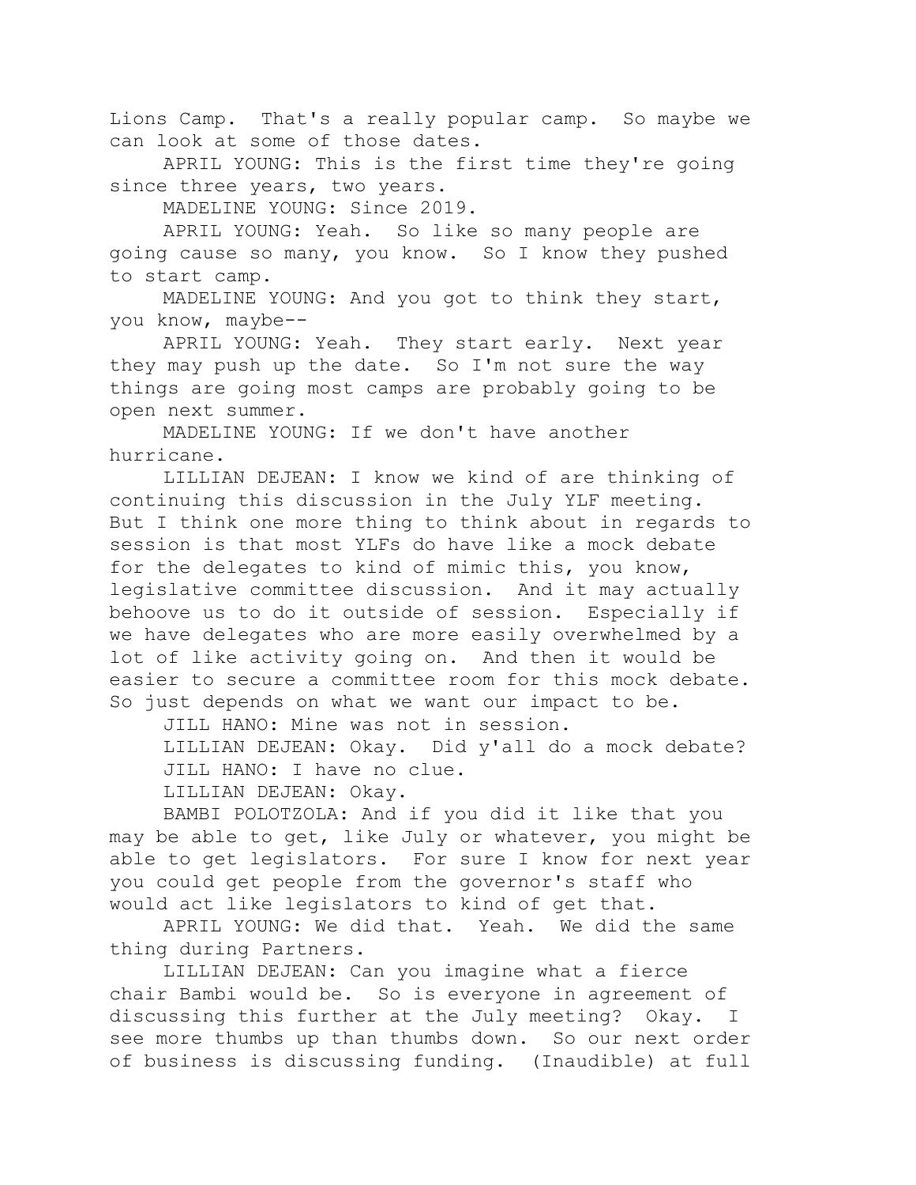Lions Camp. That's a really popular camp. So maybe we can look at some of those dates.

APRIL YOUNG: This is the first time they're going since three years, two years.

MADELINE YOUNG: Since 2019.

APRIL YOUNG: Yeah. So like so many people are going cause so many, you know. So I know they pushed to start camp.

MADELINE YOUNG: And you got to think they start, you know, maybe--

APRIL YOUNG: Yeah. They start early. Next year they may push up the date. So I'm not sure the way things are going most camps are probably going to be open next summer.

MADELINE YOUNG: If we don't have another hurricane.

LILLIAN DEJEAN: I know we kind of are thinking of continuing this discussion in the July YLF meeting. But I think one more thing to think about in regards to session is that most YLFs do have like a mock debate for the delegates to kind of mimic this, you know, legislative committee discussion. And it may actually behoove us to do it outside of session. Especially if we have delegates who are more easily overwhelmed by a lot of like activity going on. And then it would be easier to secure a committee room for this mock debate. So just depends on what we want our impact to be.

JILL HANO: Mine was not in session.

LILLIAN DEJEAN: Okay. Did y'all do a mock debate?

JILL HANO: I have no clue.

LILLIAN DEJEAN: Okay.

BAMBI POLOTZOLA: And if you did it like that you may be able to get, like July or whatever, you might be able to get legislators. For sure I know for next year you could get people from the governor's staff who would act like legislators to kind of get that.

APRIL YOUNG: We did that. Yeah. We did the same thing during Partners.

LILLIAN DEJEAN: Can you imagine what a fierce chair Bambi would be. So is everyone in agreement of discussing this further at the July meeting? Okay. I see more thumbs up than thumbs down. So our next order of business is discussing funding. (Inaudible) at full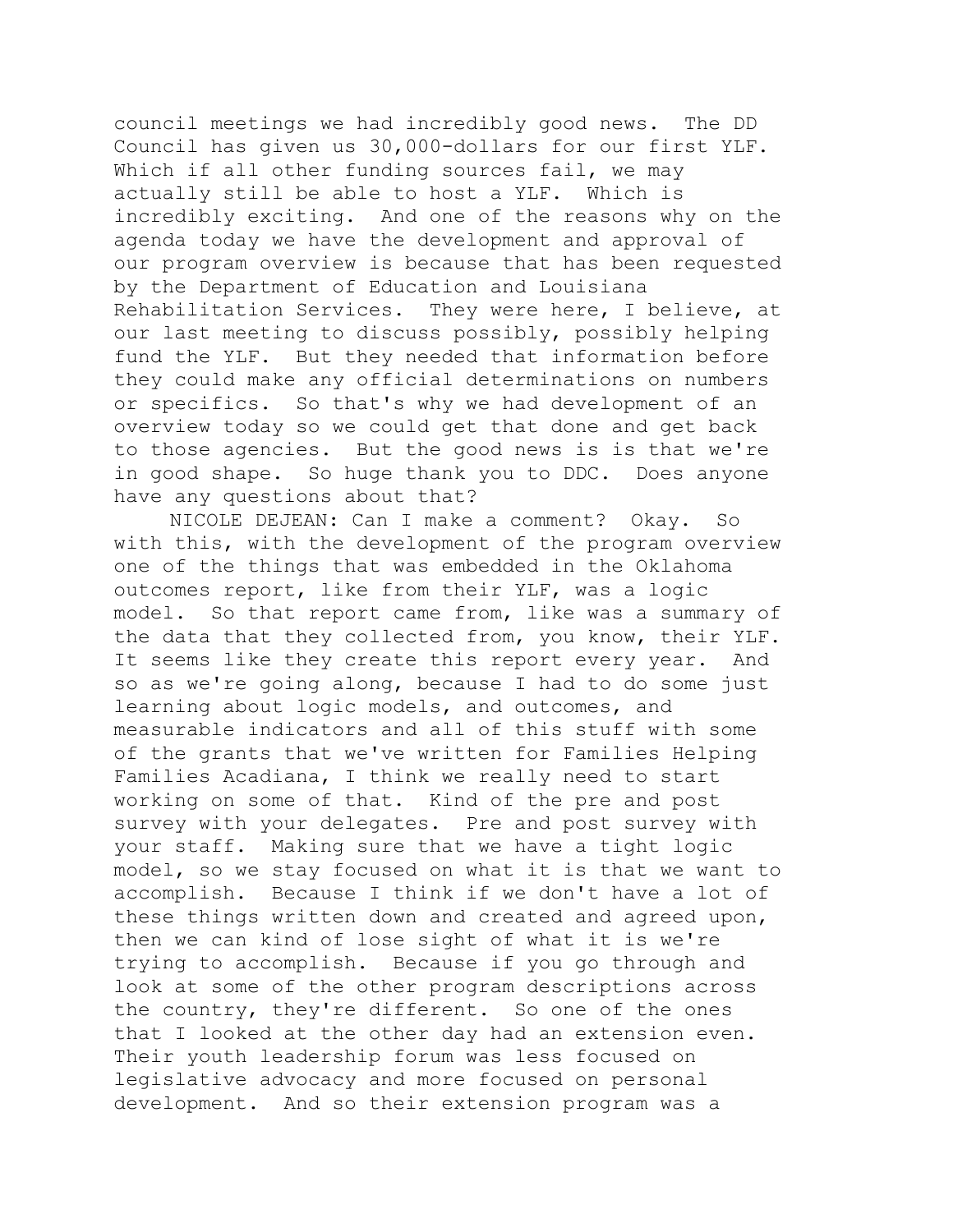council meetings we had incredibly good news. The DD Council has given us 30,000-dollars for our first YLF. Which if all other funding sources fail, we may actually still be able to host a YLF. Which is incredibly exciting. And one of the reasons why on the agenda today we have the development and approval of our program overview is because that has been requested by the Department of Education and Louisiana Rehabilitation Services. They were here, I believe, at our last meeting to discuss possibly, possibly helping fund the YLF. But they needed that information before they could make any official determinations on numbers or specifics. So that's why we had development of an overview today so we could get that done and get back to those agencies. But the good news is is that we're in good shape. So huge thank you to DDC. Does anyone have any questions about that?

NICOLE DEJEAN: Can I make a comment? Okay. So with this, with the development of the program overview one of the things that was embedded in the Oklahoma outcomes report, like from their YLF, was a logic model. So that report came from, like was a summary of the data that they collected from, you know, their YLF. It seems like they create this report every year. And so as we're going along, because I had to do some just learning about logic models, and outcomes, and measurable indicators and all of this stuff with some of the grants that we've written for Families Helping Families Acadiana, I think we really need to start working on some of that. Kind of the pre and post survey with your delegates. Pre and post survey with your staff. Making sure that we have a tight logic model, so we stay focused on what it is that we want to accomplish. Because I think if we don't have a lot of these things written down and created and agreed upon, then we can kind of lose sight of what it is we're trying to accomplish. Because if you go through and look at some of the other program descriptions across the country, they're different. So one of the ones that I looked at the other day had an extension even. Their youth leadership forum was less focused on legislative advocacy and more focused on personal development. And so their extension program was a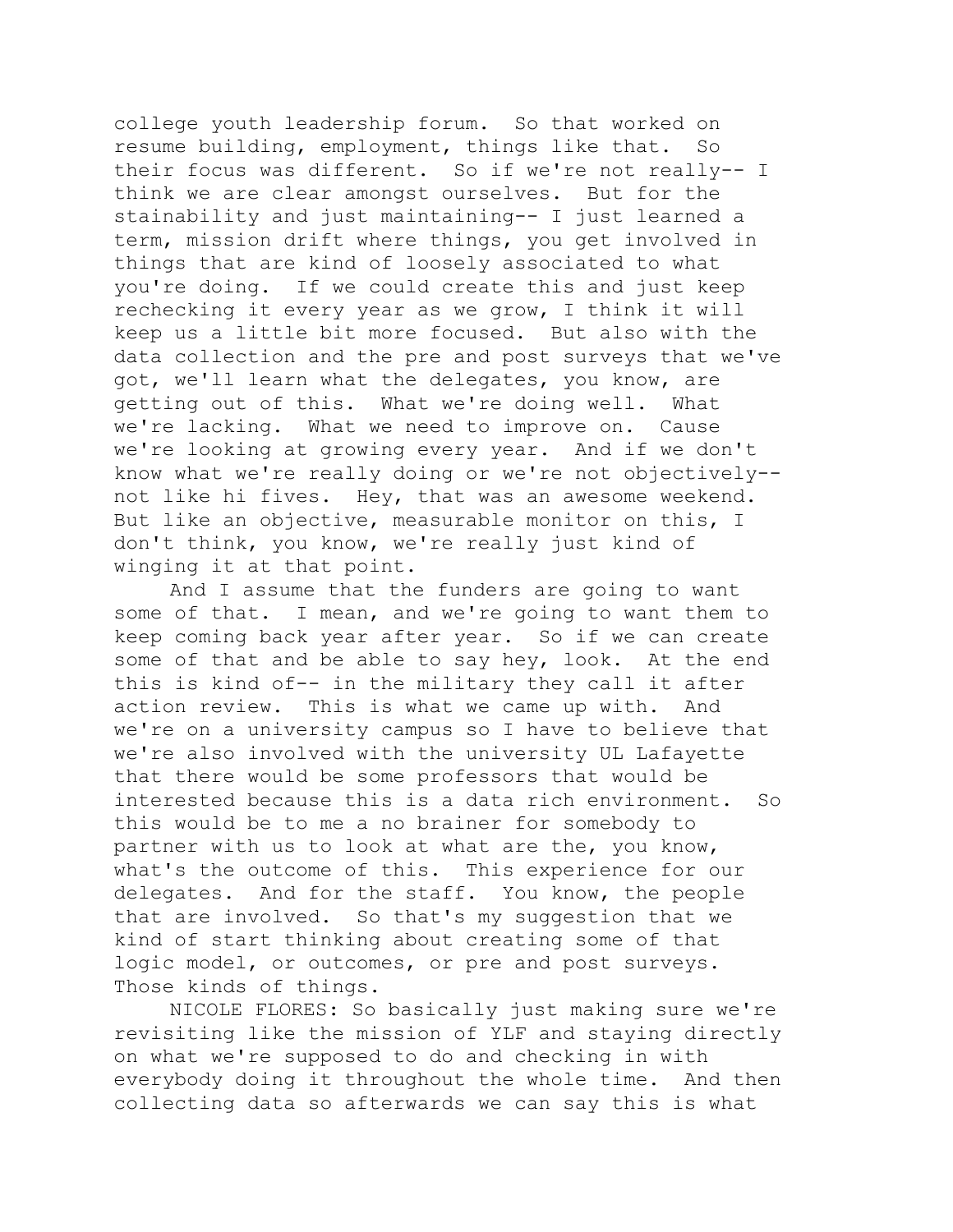college youth leadership forum. So that worked on resume building, employment, things like that. So their focus was different. So if we're not really-- I think we are clear amongst ourselves. But for the stainability and just maintaining-- I just learned a term, mission drift where things, you get involved in things that are kind of loosely associated to what you're doing. If we could create this and just keep rechecking it every year as we grow, I think it will keep us a little bit more focused. But also with the data collection and the pre and post surveys that we've got, we'll learn what the delegates, you know, are getting out of this. What we're doing well. What we're lacking. What we need to improve on. Cause we're looking at growing every year. And if we don't know what we're really doing or we're not objectively-- not like hi fives. Hey, that was an awesome weekend. But like an objective, measurable monitor on this, I don't think, you know, we're really just kind of winging it at that point.

And I assume that the funders are going to want some of that. I mean, and we're going to want them to keep coming back year after year. So if we can create some of that and be able to say hey, look. At the end this is kind of-- in the military they call it after action review. This is what we came up with. And we're on a university campus so I have to believe that we're also involved with the university UL Lafayette that there would be some professors that would be interested because this is a data rich environment. So this would be to me a no brainer for somebody to partner with us to look at what are the, you know, what's the outcome of this. This experience for our delegates. And for the staff. You know, the people that are involved. So that's my suggestion that we kind of start thinking about creating some of that logic model, or outcomes, or pre and post surveys. Those kinds of things.

NICOLE FLORES: So basically just making sure we're revisiting like the mission of YLF and staying directly on what we're supposed to do and checking in with everybody doing it throughout the whole time. And then collecting data so afterwards we can say this is what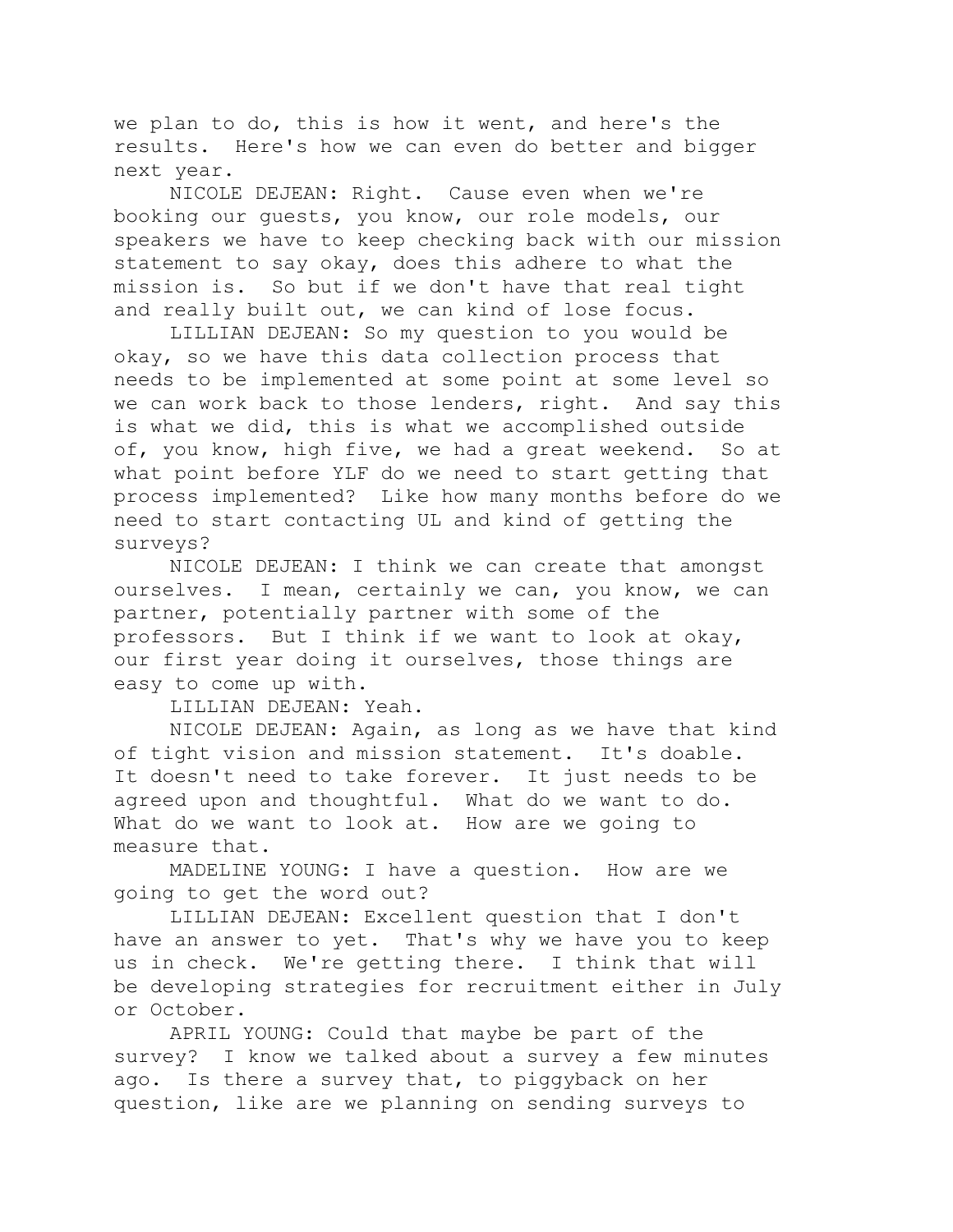we plan to do, this is how it went, and here's the results. Here's how we can even do better and bigger next year.

NICOLE DEJEAN: Right. Cause even when we're booking our guests, you know, our role models, our speakers we have to keep checking back with our mission statement to say okay, does this adhere to what the mission is. So but if we don't have that real tight and really built out, we can kind of lose focus.

LILLIAN DEJEAN: So my question to you would be okay, so we have this data collection process that needs to be implemented at some point at some level so we can work back to those lenders, right. And say this is what we did, this is what we accomplished outside of, you know, high five, we had a great weekend. So at what point before YLF do we need to start getting that process implemented? Like how many months before do we need to start contacting UL and kind of getting the surveys?

NICOLE DEJEAN: I think we can create that amongst ourselves. I mean, certainly we can, you know, we can partner, potentially partner with some of the professors. But I think if we want to look at okay, our first year doing it ourselves, those things are easy to come up with.

LILLIAN DEJEAN: Yeah.

NICOLE DEJEAN: Again, as long as we have that kind of tight vision and mission statement. It's doable. It doesn't need to take forever. It just needs to be agreed upon and thoughtful. What do we want to do. What do we want to look at. How are we going to measure that.

MADELINE YOUNG: I have a question. How are we going to get the word out?

LILLIAN DEJEAN: Excellent question that I don't have an answer to yet. That's why we have you to keep us in check. We're getting there. I think that will be developing strategies for recruitment either in July or October.

APRIL YOUNG: Could that maybe be part of the survey? I know we talked about a survey a few minutes ago. Is there a survey that, to piggyback on her question, like are we planning on sending surveys to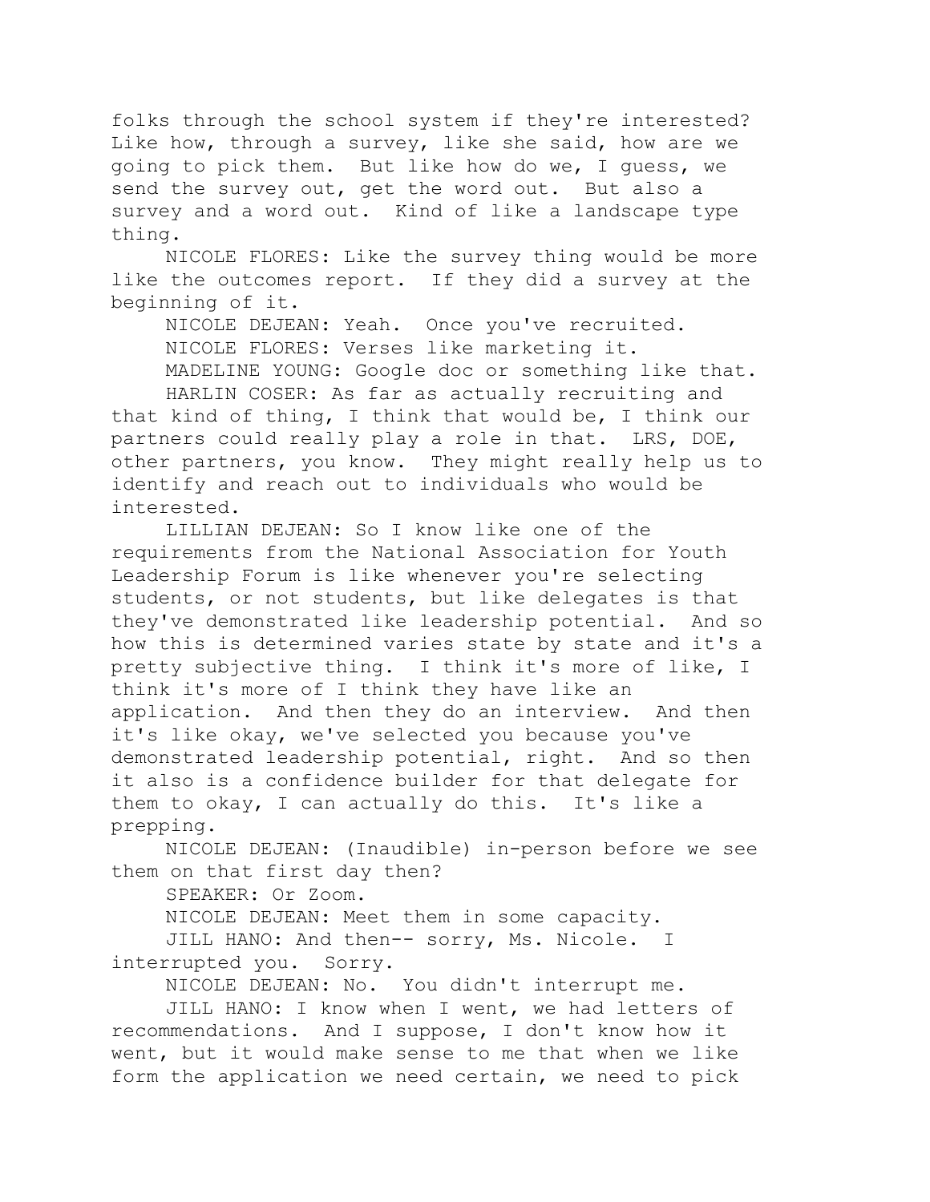folks through the school system if they're interested? Like how, through a survey, like she said, how are we going to pick them. But like how do we, I guess, we send the survey out, get the word out. But also a survey and a word out. Kind of like a landscape type thing.

NICOLE FLORES: Like the survey thing would be more like the outcomes report. If they did a survey at the beginning of it.

NICOLE DEJEAN: Yeah. Once you've recruited.

NICOLE FLORES: Verses like marketing it.

MADELINE YOUNG: Google doc or something like that.

HARLIN COSER: As far as actually recruiting and that kind of thing, I think that would be, I think our partners could really play a role in that. LRS, DOE, other partners, you know. They might really help us to identify and reach out to individuals who would be interested.

LILLIAN DEJEAN: So I know like one of the requirements from the National Association for Youth Leadership Forum is like whenever you're selecting students, or not students, but like delegates is that they've demonstrated like leadership potential. And so how this is determined varies state by state and it's a pretty subjective thing. I think it's more of like, I think it's more of I think they have like an application. And then they do an interview. And then it's like okay, we've selected you because you've demonstrated leadership potential, right. And so then it also is a confidence builder for that delegate for them to okay, I can actually do this. It's like a prepping.

NICOLE DEJEAN: (Inaudible) in-person before we see them on that first day then?

SPEAKER: Or Zoom.

NICOLE DEJEAN: Meet them in some capacity.

JILL HANO: And then-- sorry, Ms. Nicole. I interrupted you. Sorry.

NICOLE DEJEAN: No. You didn't interrupt me.

JILL HANO: I know when I went, we had letters of recommendations. And I suppose, I don't know how it went, but it would make sense to me that when we like form the application we need certain, we need to pick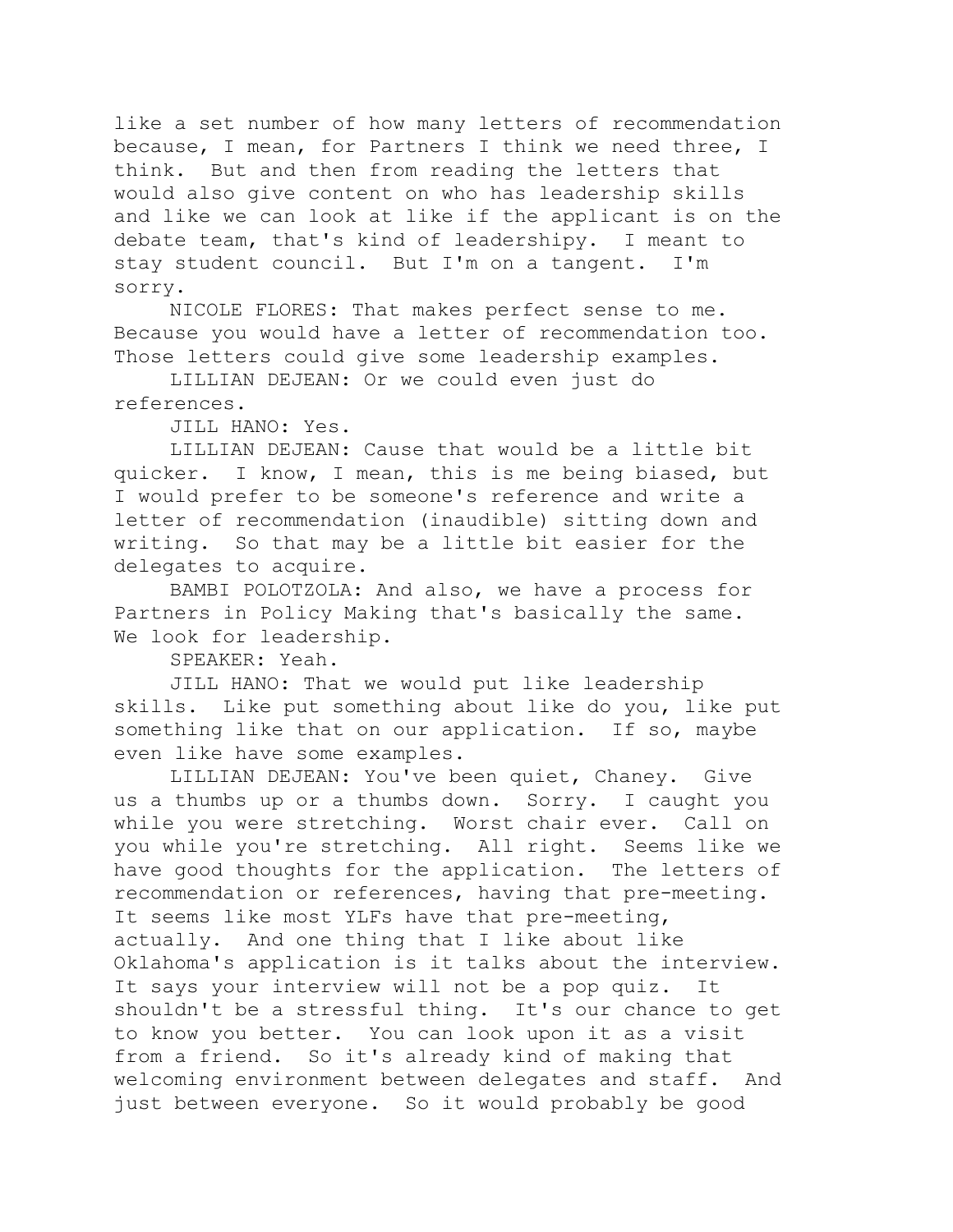like a set number of how many letters of recommendation because, I mean, for Partners I think we need three, I think. But and then from reading the letters that would also give content on who has leadership skills and like we can look at like if the applicant is on the debate team, that's kind of leadershipy. I meant to stay student council. But I'm on a tangent. I'm sorry.

NICOLE FLORES: That makes perfect sense to me. Because you would have a letter of recommendation too. Those letters could give some leadership examples.

LILLIAN DEJEAN: Or we could even just do references.

JILL HANO: Yes.

LILLIAN DEJEAN: Cause that would be a little bit quicker. I know, I mean, this is me being biased, but I would prefer to be someone's reference and write a letter of recommendation (inaudible) sitting down and writing. So that may be a little bit easier for the delegates to acquire.

BAMBI POLOTZOLA: And also, we have a process for Partners in Policy Making that's basically the same. We look for leadership.

SPEAKER: Yeah.

JILL HANO: That we would put like leadership skills. Like put something about like do you, like put something like that on our application. If so, maybe even like have some examples.

LILLIAN DEJEAN: You've been quiet, Chaney. Give us a thumbs up or a thumbs down. Sorry. I caught you while you were stretching. Worst chair ever. Call on you while you're stretching. All right. Seems like we have good thoughts for the application. The letters of recommendation or references, having that pre-meeting. It seems like most YLFs have that pre-meeting, actually. And one thing that I like about like Oklahoma's application is it talks about the interview. It says your interview will not be a pop quiz. It shouldn't be a stressful thing. It's our chance to get to know you better. You can look upon it as a visit from a friend. So it's already kind of making that welcoming environment between delegates and staff. And just between everyone. So it would probably be good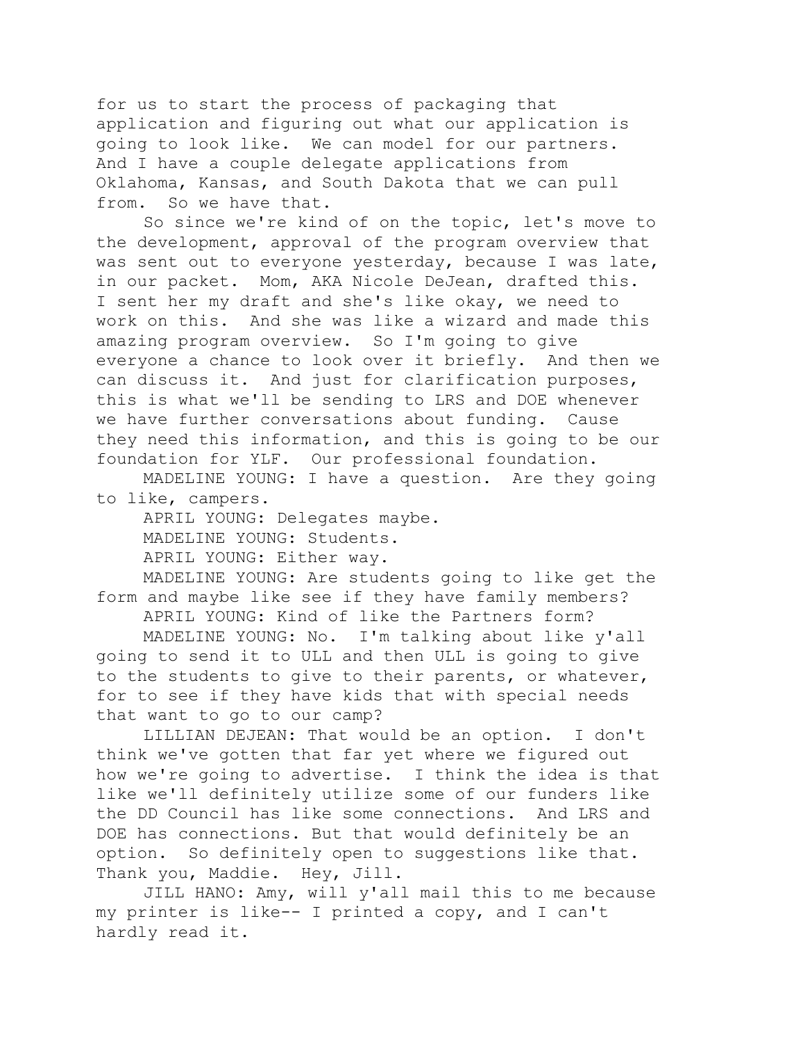for us to start the process of packaging that application and figuring out what our application is going to look like. We can model for our partners. And I have a couple delegate applications from Oklahoma, Kansas, and South Dakota that we can pull from. So we have that.

So since we're kind of on the topic, let's move to the development, approval of the program overview that was sent out to everyone yesterday, because I was late, in our packet. Mom, AKA Nicole DeJean, drafted this. I sent her my draft and she's like okay, we need to work on this. And she was like a wizard and made this amazing program overview. So I'm going to give everyone a chance to look over it briefly. And then we can discuss it. And just for clarification purposes, this is what we'll be sending to LRS and DOE whenever we have further conversations about funding. Cause they need this information, and this is going to be our foundation for YLF. Our professional foundation.

MADELINE YOUNG: I have a question. Are they going to like, campers.

APRIL YOUNG: Delegates maybe.

MADELINE YOUNG: Students.

APRIL YOUNG: Either way.

MADELINE YOUNG: Are students going to like get the form and maybe like see if they have family members?

APRIL YOUNG: Kind of like the Partners form?

MADELINE YOUNG: No. I'm talking about like y'all going to send it to ULL and then ULL is going to give to the students to give to their parents, or whatever, for to see if they have kids that with special needs that want to go to our camp?

LILLIAN DEJEAN: That would be an option. I don't think we've gotten that far yet where we figured out how we're going to advertise. I think the idea is that like we'll definitely utilize some of our funders like the DD Council has like some connections. And LRS and DOE has connections. But that would definitely be an option. So definitely open to suggestions like that. Thank you, Maddie. Hey, Jill.

JILL HANO: Amy, will y'all mail this to me because my printer is like-- I printed a copy, and I can't hardly read it.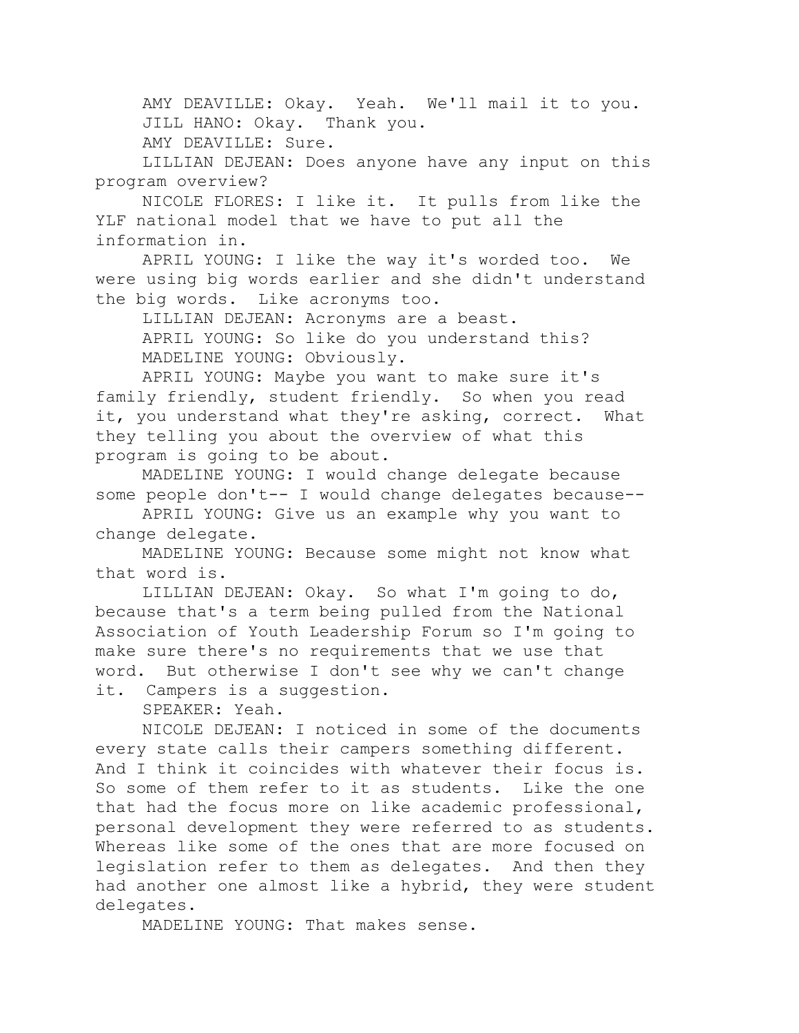AMY DEAVILLE: Okay. Yeah. We'll mail it to you.

JILL HANO: Okay. Thank you.

AMY DEAVILLE: Sure.

LILLIAN DEJEAN: Does anyone have any input on this program overview?

NICOLE FLORES: I like it. It pulls from like the YLF national model that we have to put all the information in.

APRIL YOUNG: I like the way it's worded too. We were using big words earlier and she didn't understand the big words. Like acronyms too.

LILLIAN DEJEAN: Acronyms are a beast.

APRIL YOUNG: So like do you understand this?

MADELINE YOUNG: Obviously.

APRIL YOUNG: Maybe you want to make sure it's family friendly, student friendly. So when you read it, you understand what they're asking, correct. What they telling you about the overview of what this program is going to be about.

MADELINE YOUNG: I would change delegate because some people don't-- I would change delegates because--

APRIL YOUNG: Give us an example why you want to change delegate.

MADELINE YOUNG: Because some might not know what that word is.

LILLIAN DEJEAN: Okay. So what I'm going to do, because that's a term being pulled from the National Association of Youth Leadership Forum so I'm going to make sure there's no requirements that we use that word. But otherwise I don't see why we can't change it. Campers is a suggestion.

SPEAKER: Yeah.

NICOLE DEJEAN: I noticed in some of the documents every state calls their campers something different. And I think it coincides with whatever their focus is. So some of them refer to it as students. Like the one that had the focus more on like academic professional, personal development they were referred to as students. Whereas like some of the ones that are more focused on legislation refer to them as delegates. And then they had another one almost like a hybrid, they were student delegates.

MADELINE YOUNG: That makes sense.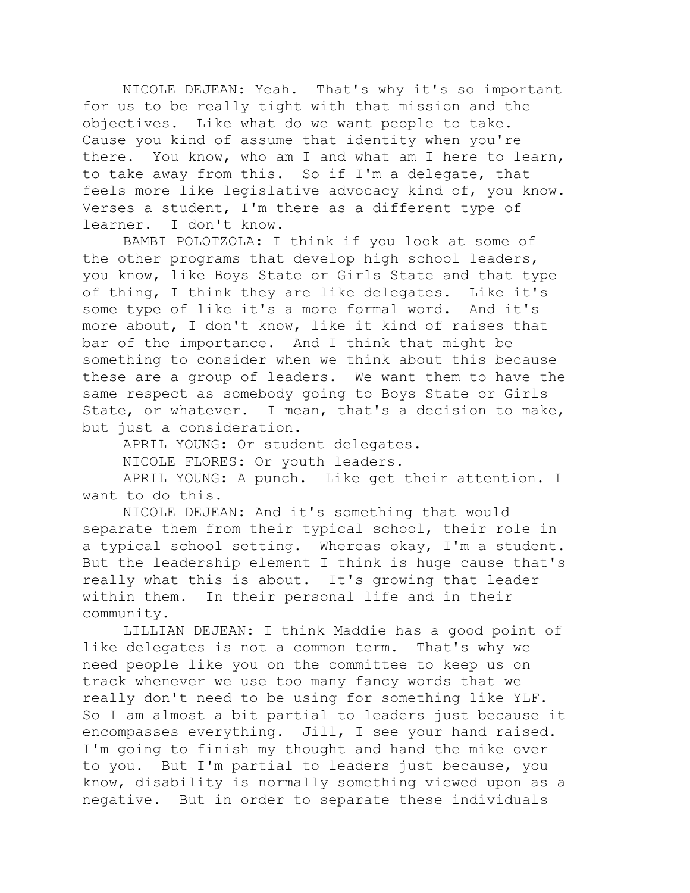NICOLE DEJEAN: Yeah. That's why it's so important for us to be really tight with that mission and the objectives. Like what do we want people to take. Cause you kind of assume that identity when you're there. You know, who am I and what am I here to learn, to take away from this. So if I'm a delegate, that feels more like legislative advocacy kind of, you know. Verses a student, I'm there as a different type of learner. I don't know.

BAMBI POLOTZOLA: I think if you look at some of the other programs that develop high school leaders, you know, like Boys State or Girls State and that type of thing, I think they are like delegates. Like it's some type of like it's a more formal word. And it's more about, I don't know, like it kind of raises that bar of the importance. And I think that might be something to consider when we think about this because these are a group of leaders. We want them to have the same respect as somebody going to Boys State or Girls State, or whatever. I mean, that's a decision to make, but just a consideration.

APRIL YOUNG: Or student delegates.

NICOLE FLORES: Or youth leaders.

APRIL YOUNG: A punch. Like get their attention. I want to do this.

NICOLE DEJEAN: And it's something that would separate them from their typical school, their role in a typical school setting. Whereas okay, I'm a student. But the leadership element I think is huge cause that's really what this is about. It's growing that leader within them. In their personal life and in their community.

LILLIAN DEJEAN: I think Maddie has a good point of like delegates is not a common term. That's why we need people like you on the committee to keep us on track whenever we use too many fancy words that we really don't need to be using for something like YLF. So I am almost a bit partial to leaders just because it encompasses everything. Jill, I see your hand raised. I'm going to finish my thought and hand the mike over to you. But I'm partial to leaders just because, you know, disability is normally something viewed upon as a negative. But in order to separate these individuals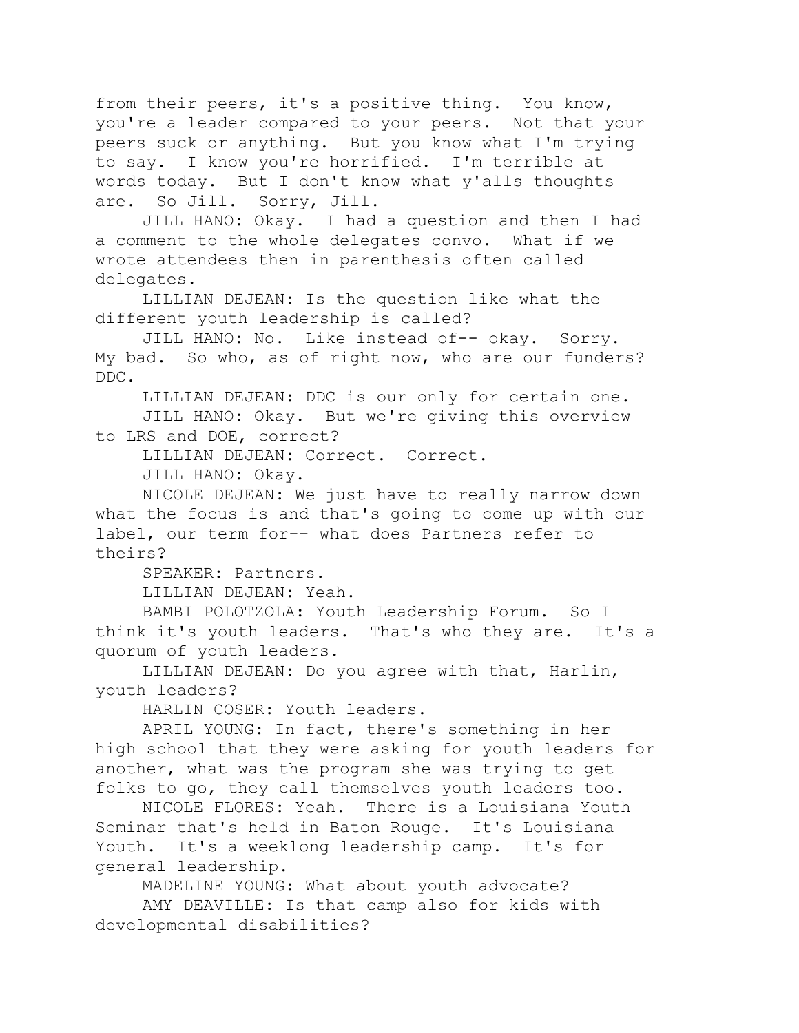from their peers, it's a positive thing. You know, you're a leader compared to your peers. Not that your peers suck or anything. But you know what I'm trying to say. I know you're horrified. I'm terrible at words today. But I don't know what y'alls thoughts are. So Jill. Sorry, Jill.

JILL HANO: Okay. I had a question and then I had a comment to the whole delegates convo. What if we wrote attendees then in parenthesis often called delegates.

LILLIAN DEJEAN: Is the question like what the different youth leadership is called?

JILL HANO: No. Like instead of-- okay. Sorry. My bad. So who, as of right now, who are our funders? DDC.

LILLIAN DEJEAN: DDC is our only for certain one.

JILL HANO: Okay. But we're giving this overview to LRS and DOE, correct?

LILLIAN DEJEAN: Correct. Correct.

JILL HANO: Okay.

NICOLE DEJEAN: We just have to really narrow down what the focus is and that's going to come up with our label, our term for-- what does Partners refer to theirs?

SPEAKER: Partners.

LILLIAN DEJEAN: Yeah.

BAMBI POLOTZOLA: Youth Leadership Forum. So I think it's youth leaders. That's who they are. It's a quorum of youth leaders.

LILLIAN DEJEAN: Do you agree with that, Harlin, youth leaders?

HARLIN COSER: Youth leaders.

APRIL YOUNG: In fact, there's something in her high school that they were asking for youth leaders for another, what was the program she was trying to get folks to go, they call themselves youth leaders too.

NICOLE FLORES: Yeah. There is a Louisiana Youth Seminar that's held in Baton Rouge. It's Louisiana Youth. It's a weeklong leadership camp. It's for general leadership.

MADELINE YOUNG: What about youth advocate?

AMY DEAVILLE: Is that camp also for kids with developmental disabilities?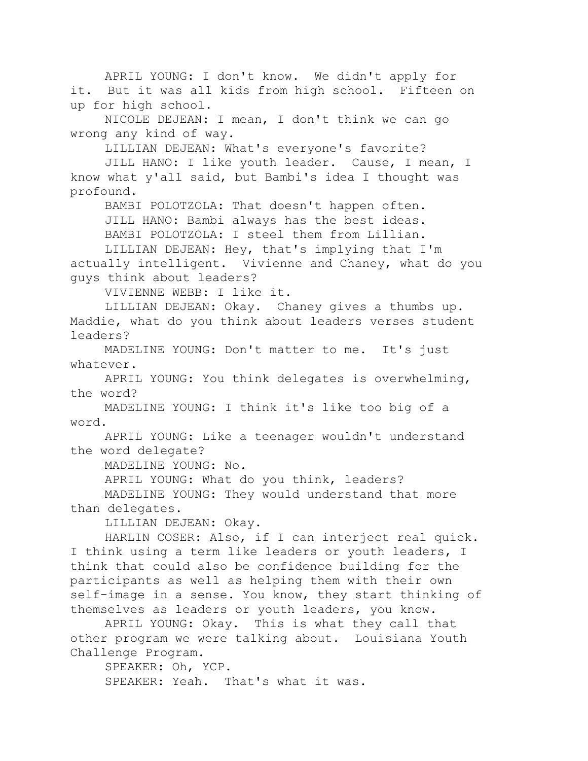APRIL YOUNG: I don't know. We didn't apply for it. But it was all kids from high school. Fifteen on up for high school.

NICOLE DEJEAN: I mean, I don't think we can go wrong any kind of way.

LILLIAN DEJEAN: What's everyone's favorite?

JILL HANO: I like youth leader. Cause, I mean, I know what y'all said, but Bambi's idea I thought was profound.

BAMBI POLOTZOLA: That doesn't happen often.

JILL HANO: Bambi always has the best ideas.

BAMBI POLOTZOLA: I steel them from Lillian.

LILLIAN DEJEAN: Hey, that's implying that I'm actually intelligent. Vivienne and Chaney, what do you guys think about leaders?

VIVIENNE WEBB: I like it.

LILLIAN DEJEAN: Okay. Chaney gives a thumbs up. Maddie, what do you think about leaders verses student leaders?

MADELINE YOUNG: Don't matter to me. It's just whatever.

APRIL YOUNG: You think delegates is overwhelming, the word?

MADELINE YOUNG: I think it's like too big of a word.

APRIL YOUNG: Like a teenager wouldn't understand the word delegate?

MADELINE YOUNG: No.

APRIL YOUNG: What do you think, leaders?

MADELINE YOUNG: They would understand that more than delegates.

LILLIAN DEJEAN: Okay.

HARLIN COSER: Also, if I can interject real quick. I think using a term like leaders or youth leaders, I think that could also be confidence building for the participants as well as helping them with their own self-image in a sense. You know, they start thinking of themselves as leaders or youth leaders, you know.

APRIL YOUNG: Okay. This is what they call that other program we were talking about. Louisiana Youth Challenge Program.

SPEAKER: Oh, YCP.

SPEAKER: Yeah. That's what it was.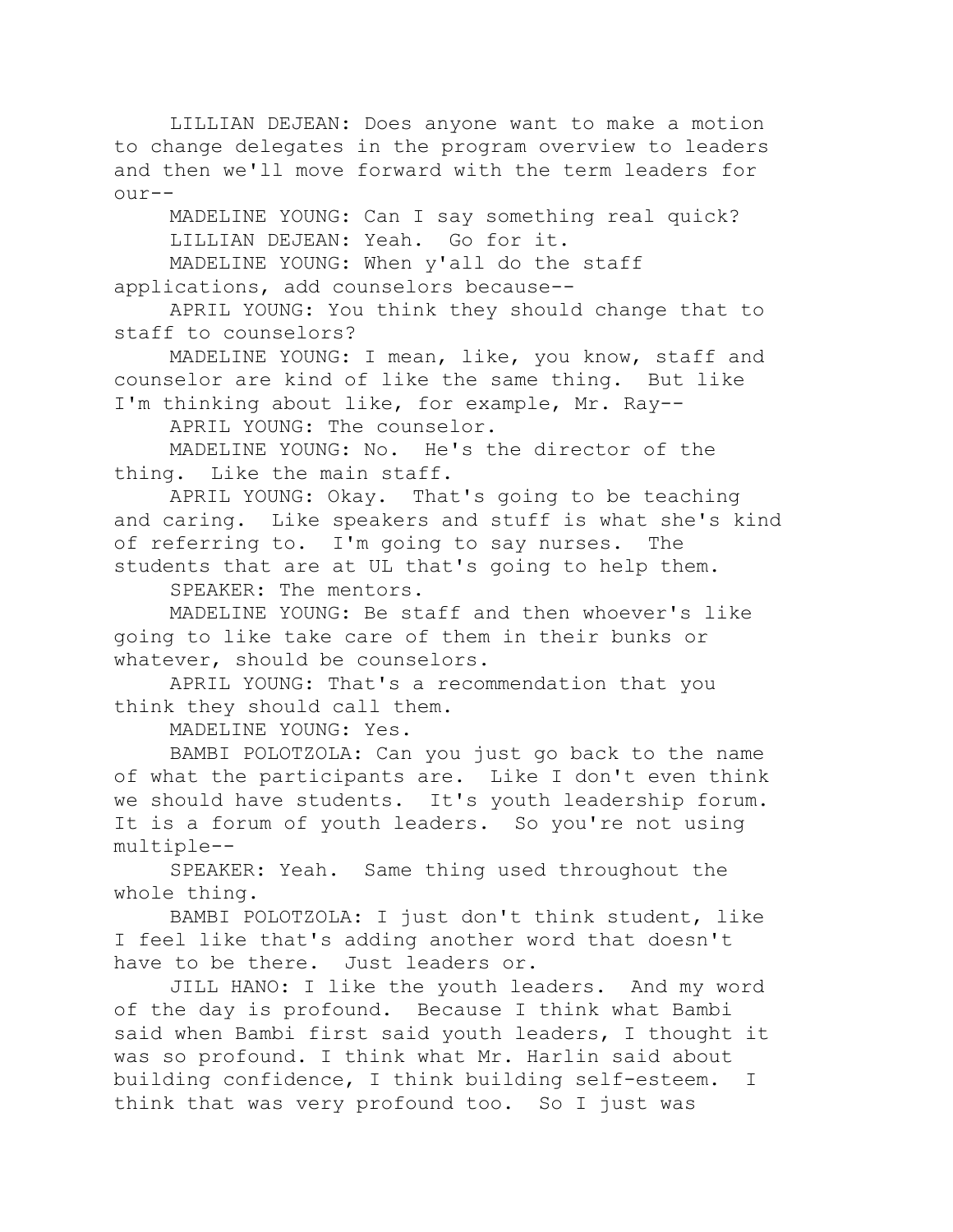LILLIAN DEJEAN: Does anyone want to make a motion to change delegates in the program overview to leaders and then we'll move forward with the term leaders for our--

MADELINE YOUNG: Can I say something real quick?

LILLIAN DEJEAN: Yeah. Go for it.

MADELINE YOUNG: When y'all do the staff applications, add counselors because--

APRIL YOUNG: You think they should change that to staff to counselors?

MADELINE YOUNG: I mean, like, you know, staff and counselor are kind of like the same thing. But like I'm thinking about like, for example, Mr. Ray--

APRIL YOUNG: The counselor.

MADELINE YOUNG: No. He's the director of the thing. Like the main staff.

APRIL YOUNG: Okay. That's going to be teaching and caring. Like speakers and stuff is what she's kind of referring to. I'm going to say nurses. The students that are at UL that's going to help them.

SPEAKER: The mentors.

MADELINE YOUNG: Be staff and then whoever's like going to like take care of them in their bunks or whatever, should be counselors.

APRIL YOUNG: That's a recommendation that you think they should call them.

MADELINE YOUNG: Yes.

BAMBI POLOTZOLA: Can you just go back to the name of what the participants are. Like I don't even think we should have students. It's youth leadership forum. It is a forum of youth leaders. So you're not using multiple--

SPEAKER: Yeah. Same thing used throughout the whole thing.

BAMBI POLOTZOLA: I just don't think student, like I feel like that's adding another word that doesn't have to be there. Just leaders or.

JILL HANO: I like the youth leaders. And my word of the day is profound. Because I think what Bambi said when Bambi first said youth leaders, I thought it was so profound. I think what Mr. Harlin said about building confidence, I think building self-esteem. I think that was very profound too. So I just was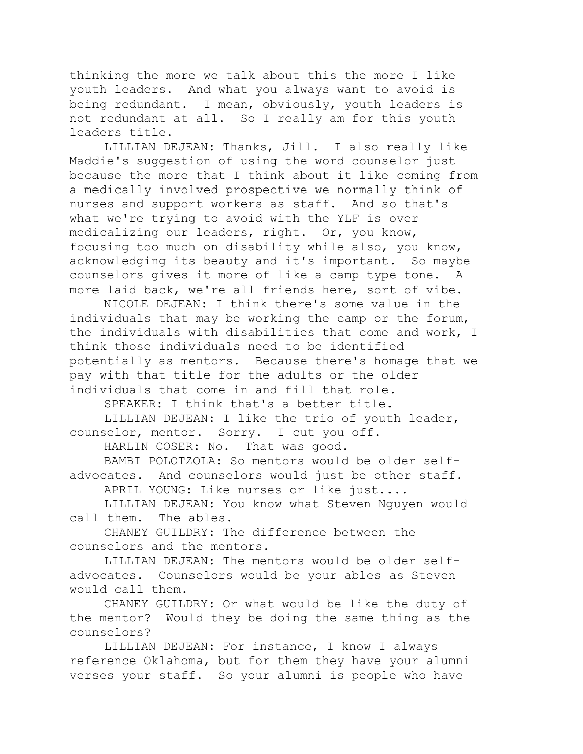thinking the more we talk about this the more I like youth leaders. And what you always want to avoid is being redundant. I mean, obviously, youth leaders is not redundant at all. So I really am for this youth leaders title.

LILLIAN DEJEAN: Thanks, Jill. I also really like Maddie's suggestion of using the word counselor just because the more that I think about it like coming from a medically involved prospective we normally think of nurses and support workers as staff. And so that's what we're trying to avoid with the YLF is over medicalizing our leaders, right. Or, you know, focusing too much on disability while also, you know, acknowledging its beauty and it's important. So maybe counselors gives it more of like a camp type tone. A more laid back, we're all friends here, sort of vibe.

NICOLE DEJEAN: I think there's some value in the individuals that may be working the camp or the forum, the individuals with disabilities that come and work, I think those individuals need to be identified potentially as mentors. Because there's homage that we pay with that title for the adults or the older individuals that come in and fill that role.

SPEAKER: I think that's a better title.

LILLIAN DEJEAN: I like the trio of youth leader, counselor, mentor. Sorry. I cut you off.

HARLIN COSER: No. That was good.

BAMBI POLOTZOLA: So mentors would be older self-advocates. And counselors would just be other staff.

APRIL YOUNG: Like nurses or like just....

LILLIAN DEJEAN: You know what Steven Nguyen would call them. The ables.

CHANEY GUILDRY: The difference between the counselors and the mentors.

LILLIAN DEJEAN: The mentors would be older self-advocates. Counselors would be your ables as Steven would call them.

CHANEY GUILDRY: Or what would be like the duty of the mentor? Would they be doing the same thing as the counselors?

LILLIAN DEJEAN: For instance, I know I always reference Oklahoma, but for them they have your alumni verses your staff. So your alumni is people who have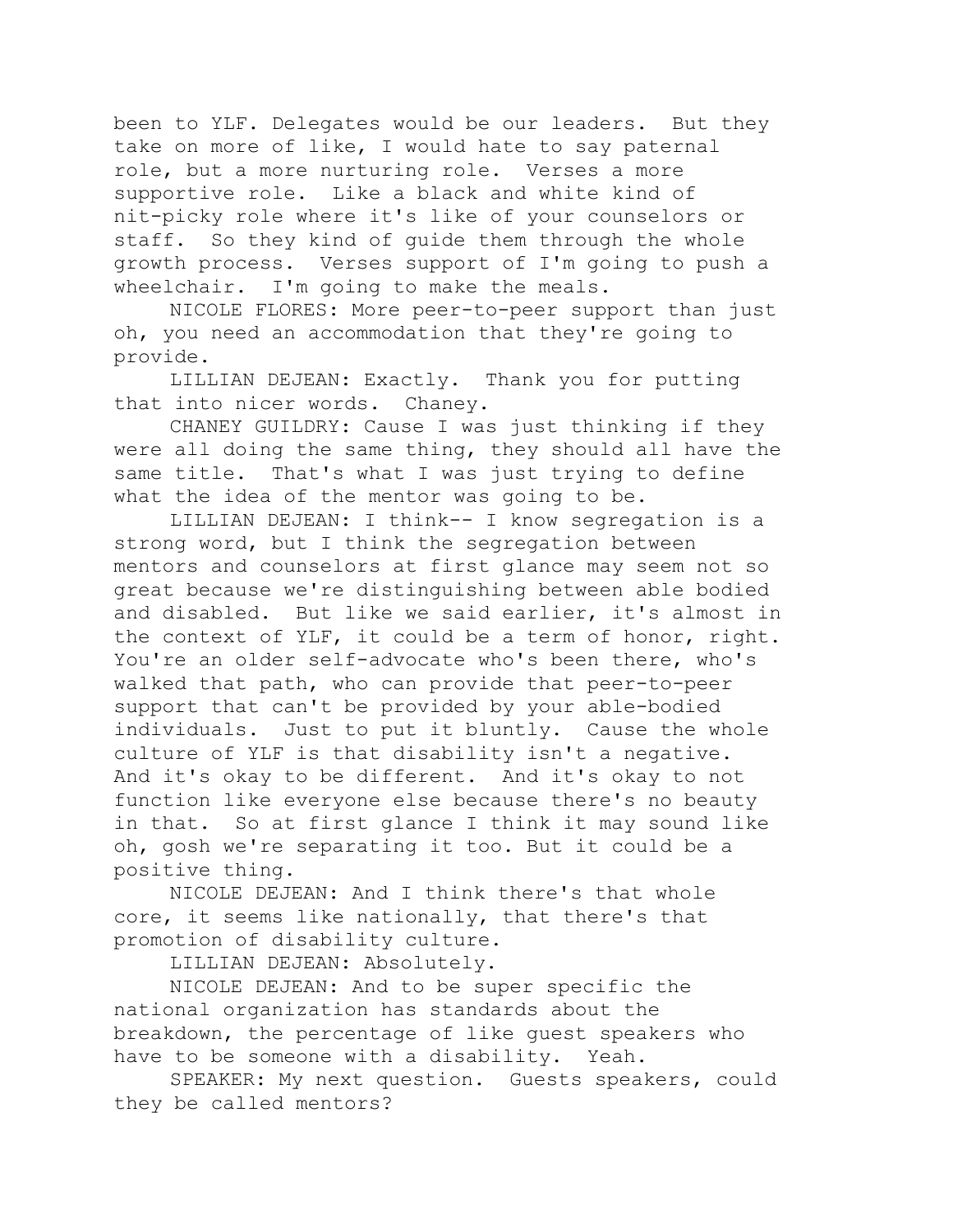been to YLF. Delegates would be our leaders. But they take on more of like, I would hate to say paternal role, but a more nurturing role. Verses a more supportive role. Like a black and white kind of nit-picky role where it's like of your counselors or staff. So they kind of guide them through the whole growth process. Verses support of I'm going to push a wheelchair. I'm going to make the meals.

NICOLE FLORES: More peer-to-peer support than just oh, you need an accommodation that they're going to provide.

LILLIAN DEJEAN: Exactly. Thank you for putting that into nicer words. Chaney.

CHANEY GUILDRY: Cause I was just thinking if they were all doing the same thing, they should all have the same title. That's what I was just trying to define what the idea of the mentor was going to be.

LILLIAN DEJEAN: I think-- I know segregation is a strong word, but I think the segregation between mentors and counselors at first glance may seem not so great because we're distinguishing between able bodied and disabled. But like we said earlier, it's almost in the context of YLF, it could be a term of honor, right. You're an older self-advocate who's been there, who's walked that path, who can provide that peer-to-peer support that can't be provided by your able-bodied individuals. Just to put it bluntly. Cause the whole culture of YLF is that disability isn't a negative. And it's okay to be different. And it's okay to not function like everyone else because there's no beauty in that. So at first glance I think it may sound like oh, gosh we're separating it too. But it could be a positive thing.

NICOLE DEJEAN: And I think there's that whole core, it seems like nationally, that there's that promotion of disability culture.

LILLIAN DEJEAN: Absolutely.

NICOLE DEJEAN: And to be super specific the national organization has standards about the breakdown, the percentage of like guest speakers who have to be someone with a disability. Yeah.

SPEAKER: My next question. Guests speakers, could they be called mentors?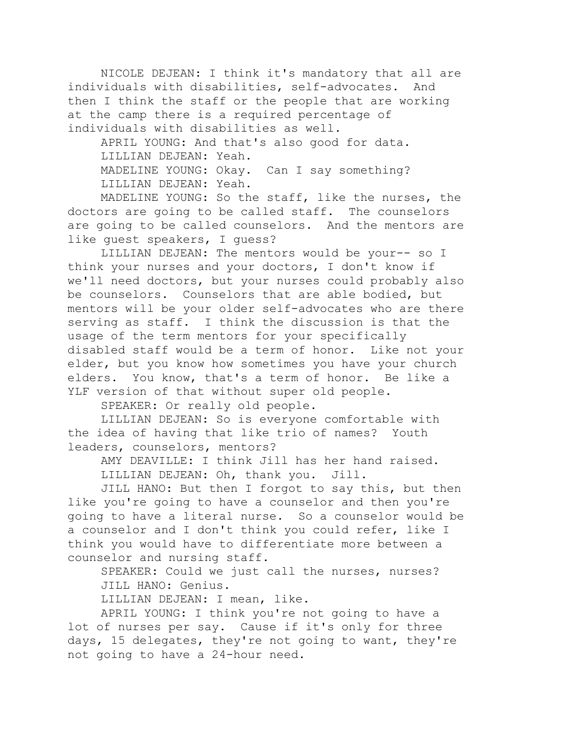NICOLE DEJEAN: I think it's mandatory that all are individuals with disabilities, self-advocates. And then I think the staff or the people that are working at the camp there is a required percentage of individuals with disabilities as well.

APRIL YOUNG: And that's also good for data.

LILLIAN DEJEAN: Yeah.

MADELINE YOUNG: Okay. Can I say something?

LILLIAN DEJEAN: Yeah.

MADELINE YOUNG: So the staff, like the nurses, the doctors are going to be called staff. The counselors are going to be called counselors. And the mentors are like guest speakers, I guess?

LILLIAN DEJEAN: The mentors would be your-- so I think your nurses and your doctors, I don't know if we'll need doctors, but your nurses could probably also be counselors. Counselors that are able bodied, but mentors will be your older self-advocates who are there serving as staff. I think the discussion is that the usage of the term mentors for your specifically disabled staff would be a term of honor. Like not your elder, but you know how sometimes you have your church elders. You know, that's a term of honor. Be like a YLF version of that without super old people.

SPEAKER: Or really old people.

LILLIAN DEJEAN: So is everyone comfortable with the idea of having that like trio of names? Youth leaders, counselors, mentors?

AMY DEAVILLE: I think Jill has her hand raised.

LILLIAN DEJEAN: Oh, thank you. Jill.

JILL HANO: But then I forgot to say this, but then like you're going to have a counselor and then you're going to have a literal nurse. So a counselor would be a counselor and I don't think you could refer, like I think you would have to differentiate more between a counselor and nursing staff.

SPEAKER: Could we just call the nurses, nurses?

JILL HANO: Genius.

LILLIAN DEJEAN: I mean, like.

APRIL YOUNG: I think you're not going to have a lot of nurses per say. Cause if it's only for three days, 15 delegates, they're not going to want, they're not going to have a 24-hour need.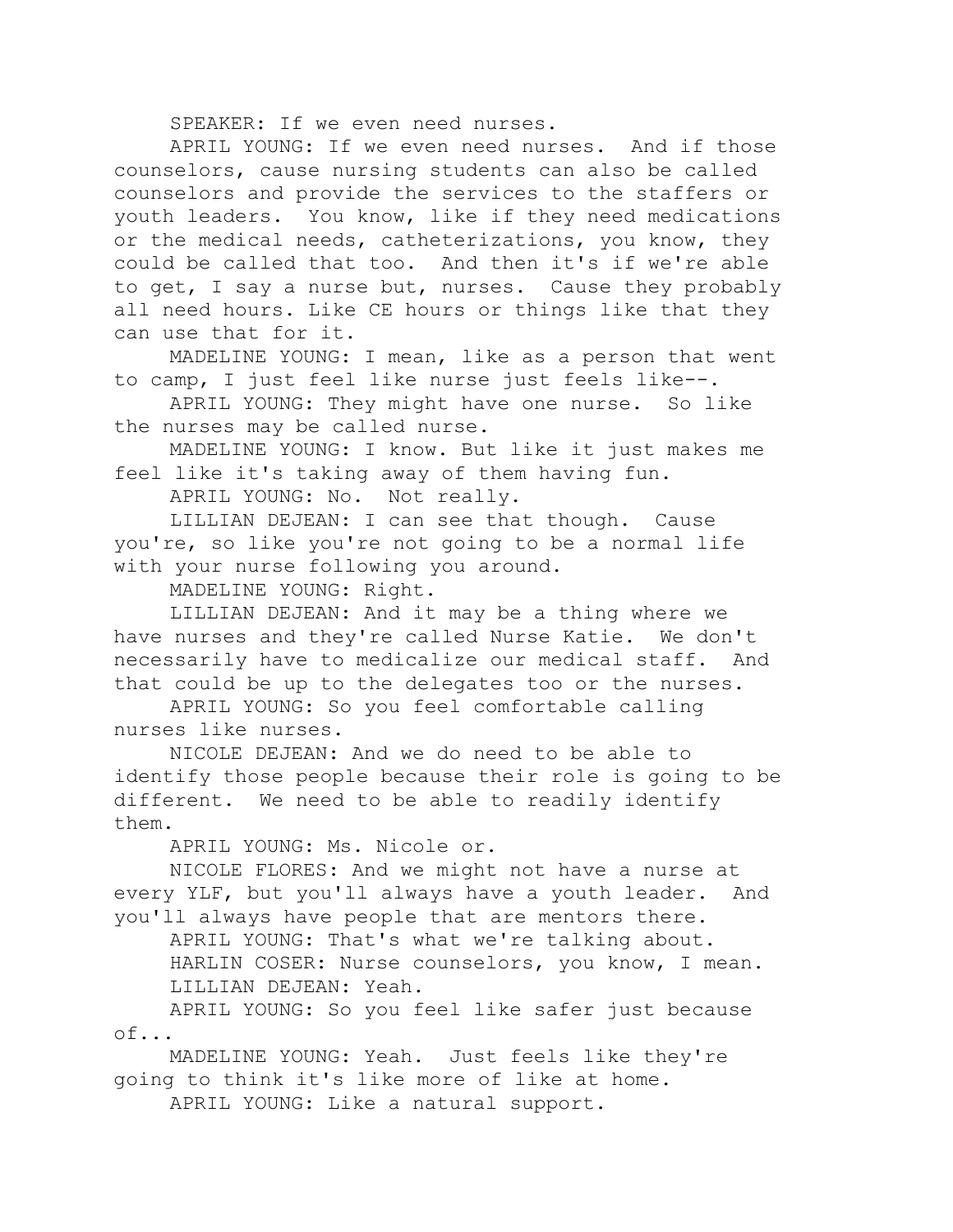SPEAKER: If we even need nurses.

APRIL YOUNG: If we even need nurses. And if those counselors, cause nursing students can also be called counselors and provide the services to the staffers or youth leaders. You know, like if they need medications or the medical needs, catheterizations, you know, they could be called that too. And then it's if we're able to get, I say a nurse but, nurses. Cause they probably all need hours. Like CE hours or things like that they can use that for it.

MADELINE YOUNG: I mean, like as a person that went to camp, I just feel like nurse just feels like--.

APRIL YOUNG: They might have one nurse. So like the nurses may be called nurse.

MADELINE YOUNG: I know. But like it just makes me feel like it's taking away of them having fun.

APRIL YOUNG: No. Not really.

LILLIAN DEJEAN: I can see that though. Cause you're, so like you're not going to be a normal life with your nurse following you around.

MADELINE YOUNG: Right.

LILLIAN DEJEAN: And it may be a thing where we have nurses and they're called Nurse Katie. We don't necessarily have to medicalize our medical staff. And that could be up to the delegates too or the nurses.

APRIL YOUNG: So you feel comfortable calling nurses like nurses.

NICOLE DEJEAN: And we do need to be able to identify those people because their role is going to be different. We need to be able to readily identify them.

APRIL YOUNG: Ms. Nicole or.

NICOLE FLORES: And we might not have a nurse at every YLF, but you'll always have a youth leader. And you'll always have people that are mentors there.

APRIL YOUNG: That's what we're talking about.

HARLIN COSER: Nurse counselors, you know, I mean.

LILLIAN DEJEAN: Yeah.

APRIL YOUNG: So you feel like safer just because of...

MADELINE YOUNG: Yeah. Just feels like they're going to think it's like more of like at home.

APRIL YOUNG: Like a natural support.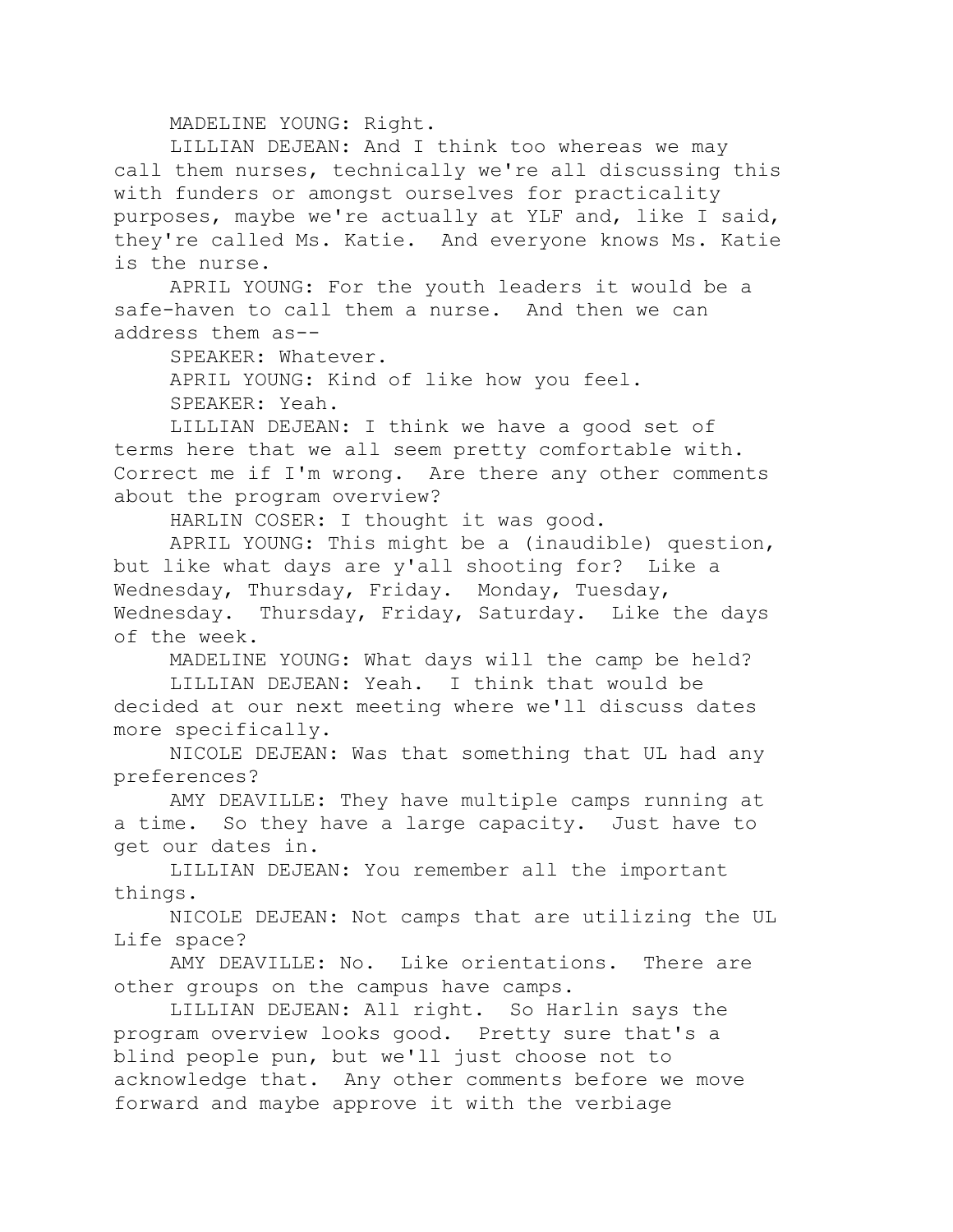MADELINE YOUNG: Right.

LILLIAN DEJEAN: And I think too whereas we may call them nurses, technically we're all discussing this with funders or amongst ourselves for practicality purposes, maybe we're actually at YLF and, like I said, they're called Ms. Katie. And everyone knows Ms. Katie is the nurse.

APRIL YOUNG: For the youth leaders it would be a safe-haven to call them a nurse. And then we can address them as--

SPEAKER: Whatever.

APRIL YOUNG: Kind of like how you feel.

SPEAKER: Yeah.

LILLIAN DEJEAN: I think we have a good set of terms here that we all seem pretty comfortable with. Correct me if I'm wrong. Are there any other comments about the program overview?

HARLIN COSER: I thought it was good.

APRIL YOUNG: This might be a (inaudible) question, but like what days are y'all shooting for? Like a Wednesday, Thursday, Friday. Monday, Tuesday, Wednesday. Thursday, Friday, Saturday. Like the days of the week.

MADELINE YOUNG: What days will the camp be held?

LILLIAN DEJEAN: Yeah. I think that would be decided at our next meeting where we'll discuss dates more specifically.

NICOLE DEJEAN: Was that something that UL had any preferences?

AMY DEAVILLE: They have multiple camps running at a time. So they have a large capacity. Just have to get our dates in.

LILLIAN DEJEAN: You remember all the important things.

NICOLE DEJEAN: Not camps that are utilizing the UL Life space?

AMY DEAVILLE: No. Like orientations. There are other groups on the campus have camps.

LILLIAN DEJEAN: All right. So Harlin says the program overview looks good. Pretty sure that's a blind people pun, but we'll just choose not to acknowledge that. Any other comments before we move forward and maybe approve it with the verbiage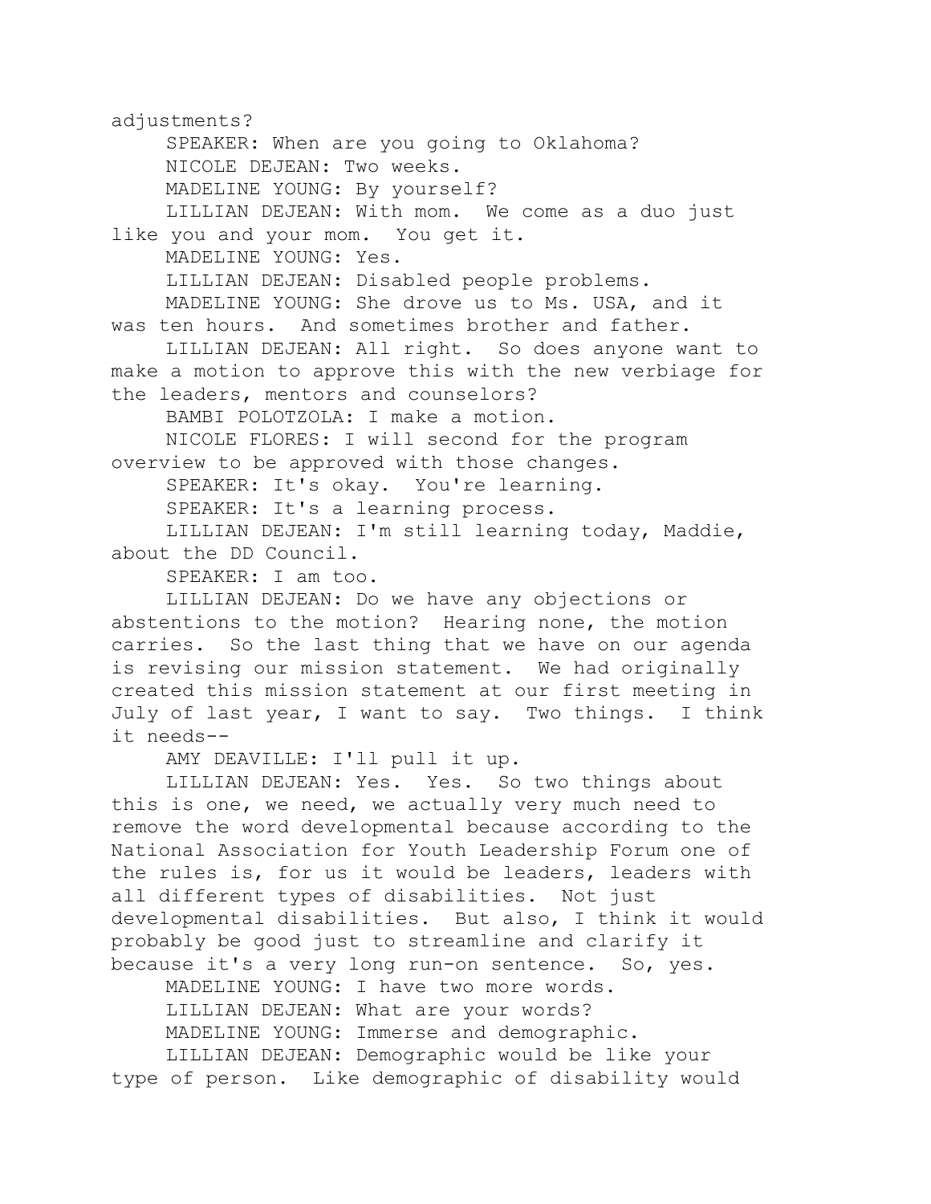adjustments?

SPEAKER: When are you going to Oklahoma?

NICOLE DEJEAN: Two weeks.

MADELINE YOUNG: By yourself?

LILLIAN DEJEAN: With mom. We come as a duo just like you and your mom. You get it.

MADELINE YOUNG: Yes.

LILLIAN DEJEAN: Disabled people problems.

MADELINE YOUNG: She drove us to Ms. USA, and it was ten hours. And sometimes brother and father.

LILLIAN DEJEAN: All right. So does anyone want to make a motion to approve this with the new verbiage for the leaders, mentors and counselors?

BAMBI POLOTZOLA: I make a motion.

NICOLE FLORES: I will second for the program overview to be approved with those changes.

SPEAKER: It's okay. You're learning.

SPEAKER: It's a learning process.

LILLIAN DEJEAN: I'm still learning today, Maddie, about the DD Council.

SPEAKER: I am too.

LILLIAN DEJEAN: Do we have any objections or abstentions to the motion? Hearing none, the motion carries. So the last thing that we have on our agenda is revising our mission statement. We had originally created this mission statement at our first meeting in July of last year, I want to say. Two things. I think it needs--

AMY DEAVILLE: I'll pull it up.

LILLIAN DEJEAN: Yes. Yes. So two things about this is one, we need, we actually very much need to remove the word developmental because according to the National Association for Youth Leadership Forum one of the rules is, for us it would be leaders, leaders with all different types of disabilities. Not just developmental disabilities. But also, I think it would probably be good just to streamline and clarify it because it's a very long run-on sentence. So, yes.

MADELINE YOUNG: I have two more words.

LILLIAN DEJEAN: What are your words?

MADELINE YOUNG: Immerse and demographic.

LILLIAN DEJEAN: Demographic would be like your type of person. Like demographic of disability would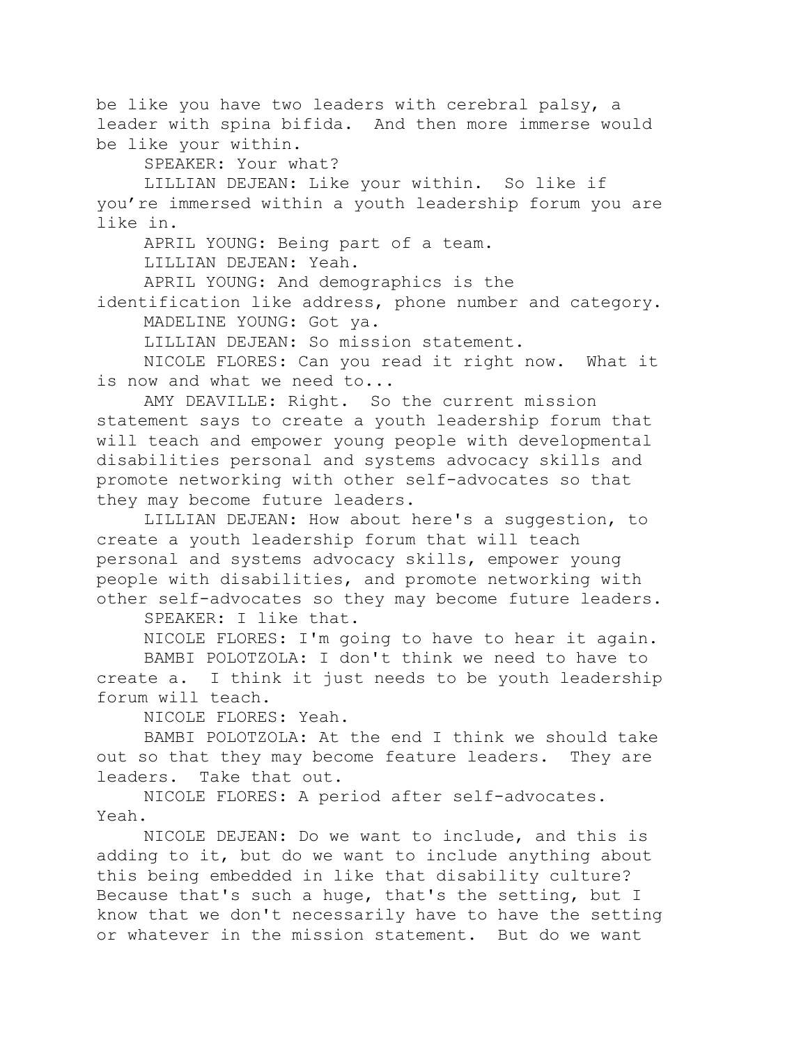be like you have two leaders with cerebral palsy, a leader with spina bifida. And then more immerse would be like your within.

SPEAKER: Your what?

LILLIAN DEJEAN: Like your within. So like if you're immersed within a youth leadership forum you are like in.

APRIL YOUNG: Being part of a team.

LILLIAN DEJEAN: Yeah.

APRIL YOUNG: And demographics is the identification like address, phone number and category.

MADELINE YOUNG: Got ya.

LILLIAN DEJEAN: So mission statement.

NICOLE FLORES: Can you read it right now. What it is now and what we need to...

AMY DEAVILLE: Right. So the current mission statement says to create a youth leadership forum that will teach and empower young people with developmental disabilities personal and systems advocacy skills and promote networking with other self-advocates so that they may become future leaders.

LILLIAN DEJEAN: How about here's a suggestion, to create a youth leadership forum that will teach personal and systems advocacy skills, empower young people with disabilities, and promote networking with other self-advocates so they may become future leaders.

SPEAKER: I like that.

NICOLE FLORES: I'm going to have to hear it again.

BAMBI POLOTZOLA: I don't think we need to have to create a. I think it just needs to be youth leadership forum will teach.

NICOLE FLORES: Yeah.

BAMBI POLOTZOLA: At the end I think we should take out so that they may become feature leaders. They are leaders. Take that out.

NICOLE FLORES: A period after self-advocates. Yeah.

NICOLE DEJEAN: Do we want to include, and this is adding to it, but do we want to include anything about this being embedded in like that disability culture? Because that's such a huge, that's the setting, but I know that we don't necessarily have to have the setting or whatever in the mission statement. But do we want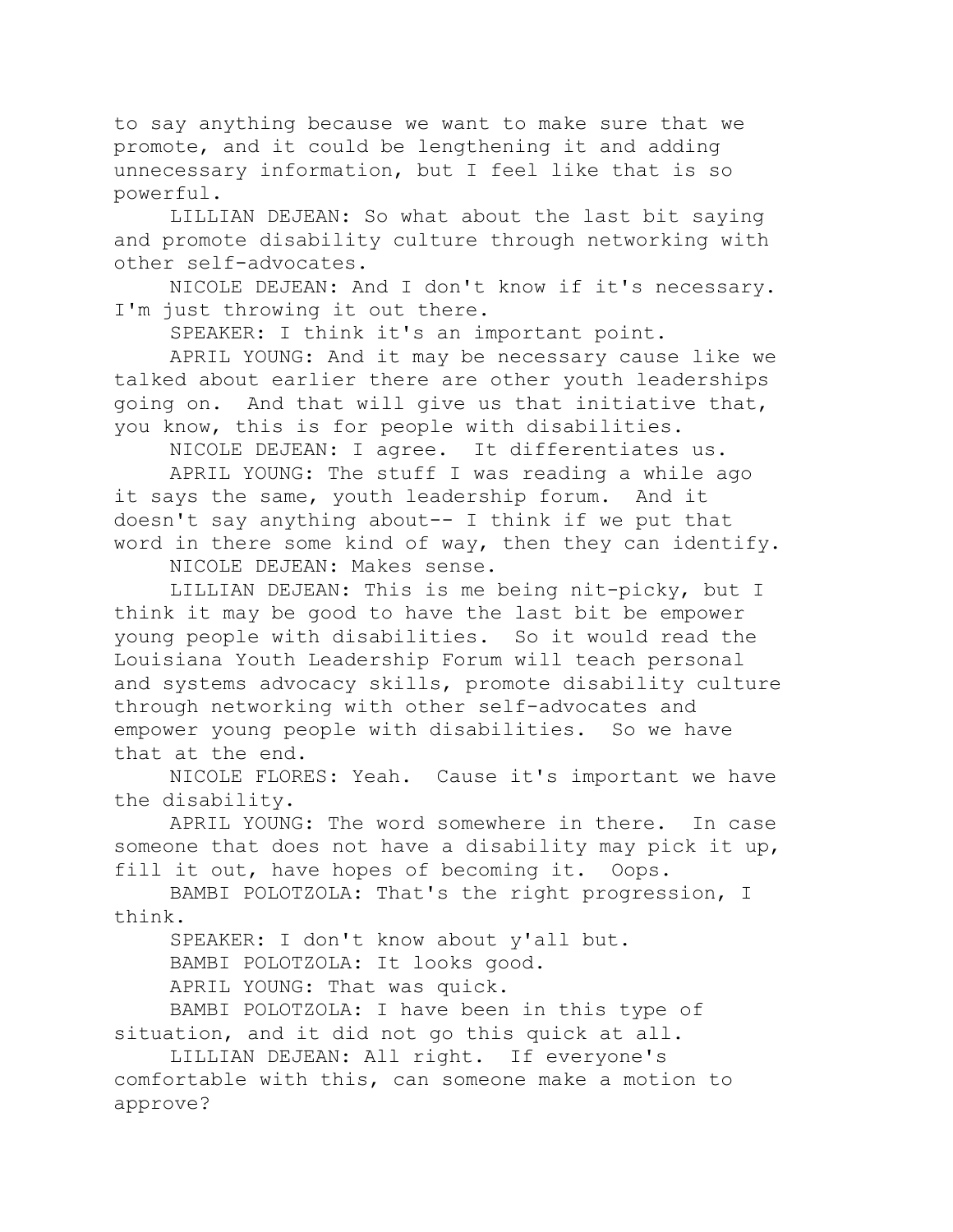to say anything because we want to make sure that we promote, and it could be lengthening it and adding unnecessary information, but I feel like that is so powerful.

LILLIAN DEJEAN: So what about the last bit saying and promote disability culture through networking with other self-advocates.

NICOLE DEJEAN: And I don't know if it's necessary. I'm just throwing it out there.

SPEAKER: I think it's an important point.

APRIL YOUNG: And it may be necessary cause like we talked about earlier there are other youth leaderships going on. And that will give us that initiative that, you know, this is for people with disabilities.

NICOLE DEJEAN: I agree. It differentiates us.

APRIL YOUNG: The stuff I was reading a while ago it says the same, youth leadership forum. And it doesn't say anything about-- I think if we put that word in there some kind of way, then they can identify.

NICOLE DEJEAN: Makes sense.

LILLIAN DEJEAN: This is me being nit-picky, but I think it may be good to have the last bit be empower young people with disabilities. So it would read the Louisiana Youth Leadership Forum will teach personal and systems advocacy skills, promote disability culture through networking with other self-advocates and empower young people with disabilities. So we have that at the end.

NICOLE FLORES: Yeah. Cause it's important we have the disability.

APRIL YOUNG: The word somewhere in there. In case someone that does not have a disability may pick it up, fill it out, have hopes of becoming it. Oops.

BAMBI POLOTZOLA: That's the right progression, I think.

SPEAKER: I don't know about y'all but.

BAMBI POLOTZOLA: It looks good.

APRIL YOUNG: That was quick.

BAMBI POLOTZOLA: I have been in this type of situation, and it did not go this quick at all.

LILLIAN DEJEAN: All right. If everyone's comfortable with this, can someone make a motion to approve?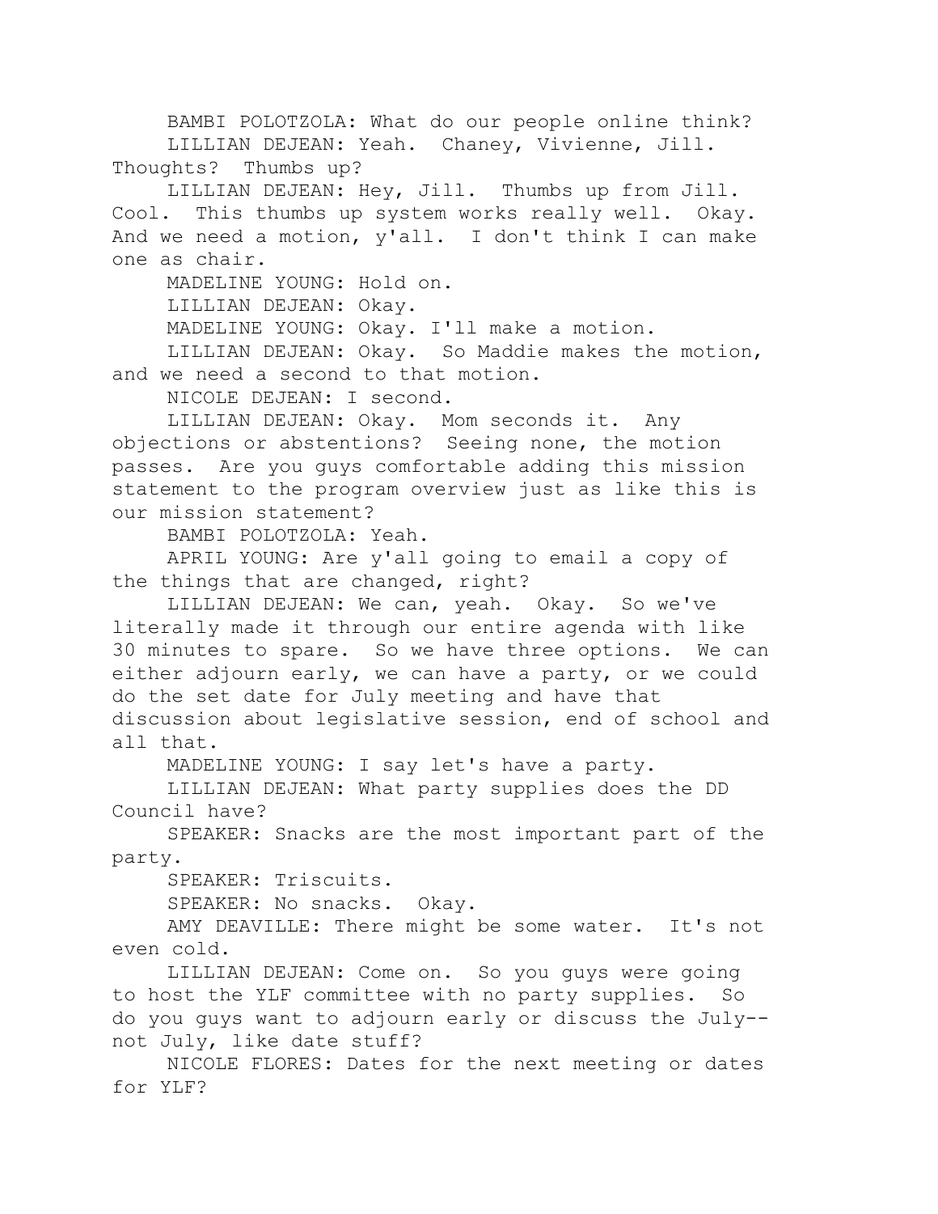BAMBI POLOTZOLA: What do our people online think?

LILLIAN DEJEAN: Yeah. Chaney, Vivienne, Jill. Thoughts? Thumbs up?

LILLIAN DEJEAN: Hey, Jill. Thumbs up from Jill. Cool. This thumbs up system works really well. Okay. And we need a motion, y'all. I don't think I can make one as chair.

MADELINE YOUNG: Hold on.

LILLIAN DEJEAN: Okay.

MADELINE YOUNG: Okay. I'll make a motion.

LILLIAN DEJEAN: Okay. So Maddie makes the motion, and we need a second to that motion.

NICOLE DEJEAN: I second.

LILLIAN DEJEAN: Okay. Mom seconds it. Any objections or abstentions? Seeing none, the motion passes. Are you guys comfortable adding this mission statement to the program overview just as like this is our mission statement?

BAMBI POLOTZOLA: Yeah.

APRIL YOUNG: Are y'all going to email a copy of the things that are changed, right?

LILLIAN DEJEAN: We can, yeah. Okay. So we've literally made it through our entire agenda with like 30 minutes to spare. So we have three options. We can either adjourn early, we can have a party, or we could do the set date for July meeting and have that discussion about legislative session, end of school and all that.

MADELINE YOUNG: I say let's have a party.

LILLIAN DEJEAN: What party supplies does the DD Council have?

SPEAKER: Snacks are the most important part of the party.

SPEAKER: Triscuits.

SPEAKER: No snacks. Okay.

AMY DEAVILLE: There might be some water. It's not even cold.

LILLIAN DEJEAN: Come on. So you guys were going to host the YLF committee with no party supplies. So do you guys want to adjourn early or discuss the July-- not July, like date stuff?

NICOLE FLORES: Dates for the next meeting or dates for YLF?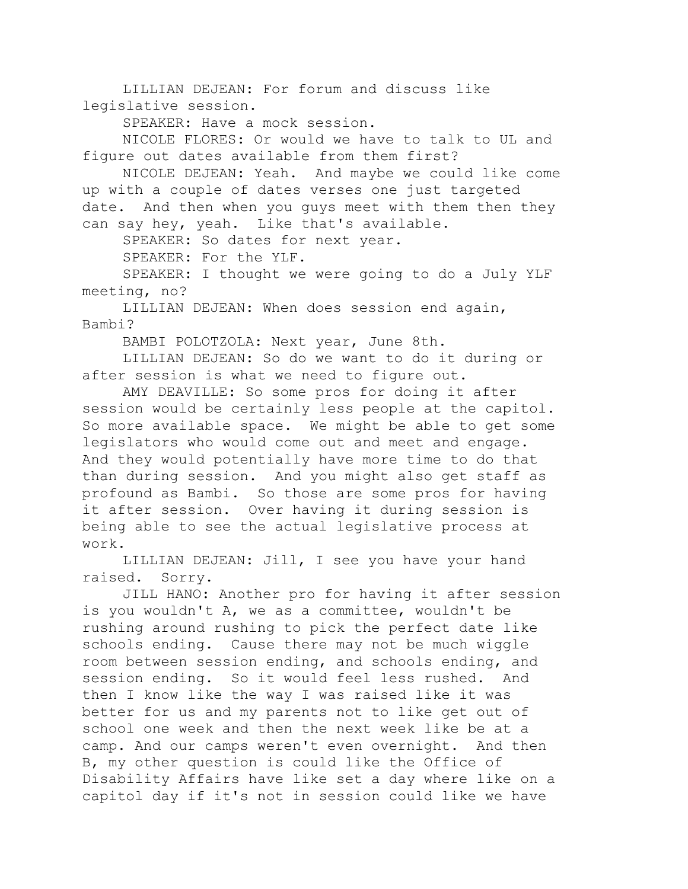LILLIAN DEJEAN: For forum and discuss like legislative session.

SPEAKER: Have a mock session.

NICOLE FLORES: Or would we have to talk to UL and figure out dates available from them first?

NICOLE DEJEAN: Yeah. And maybe we could like come up with a couple of dates verses one just targeted date. And then when you guys meet with them then they can say hey, yeah. Like that's available.

SPEAKER: So dates for next year.

SPEAKER: For the YLF.

SPEAKER: I thought we were going to do a July YLF meeting, no?

LILLIAN DEJEAN: When does session end again, Bambi?

BAMBI POLOTZOLA: Next year, June 8th.

LILLIAN DEJEAN: So do we want to do it during or after session is what we need to figure out.

AMY DEAVILLE: So some pros for doing it after session would be certainly less people at the capitol. So more available space. We might be able to get some legislators who would come out and meet and engage. And they would potentially have more time to do that than during session. And you might also get staff as profound as Bambi. So those are some pros for having it after session. Over having it during session is being able to see the actual legislative process at work.

LILLIAN DEJEAN: Jill, I see you have your hand raised. Sorry.

JILL HANO: Another pro for having it after session is you wouldn't A, we as a committee, wouldn't be rushing around rushing to pick the perfect date like schools ending. Cause there may not be much wiggle room between session ending, and schools ending, and session ending. So it would feel less rushed. And then I know like the way I was raised like it was better for us and my parents not to like get out of school one week and then the next week like be at a camp. And our camps weren't even overnight. And then B, my other question is could like the Office of Disability Affairs have like set a day where like on a capitol day if it's not in session could like we have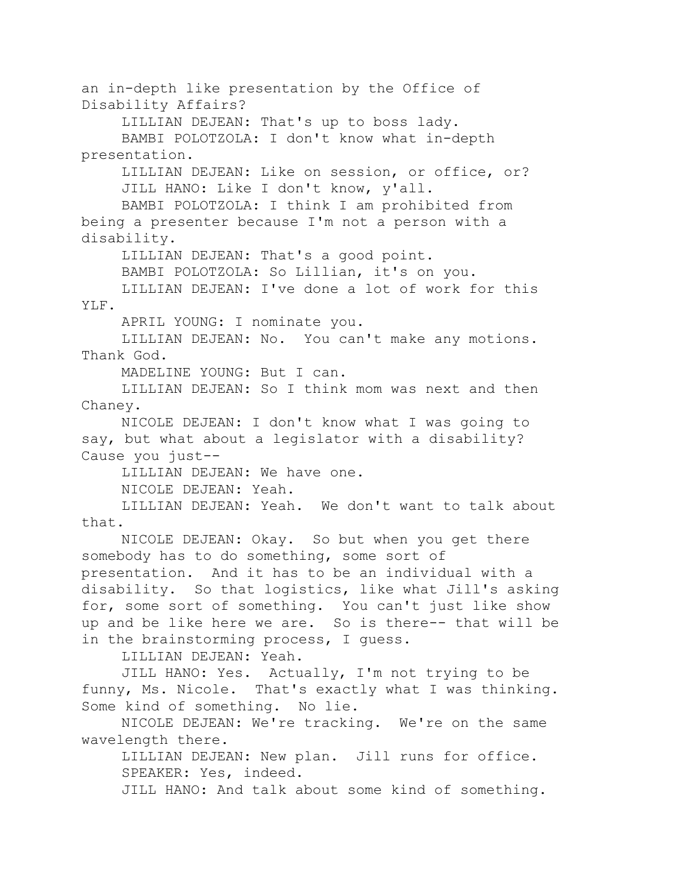an in-depth like presentation by the Office of Disability Affairs?

LILLIAN DEJEAN: That's up to boss lady.

BAMBI POLOTZOLA: I don't know what in-depth presentation.

LILLIAN DEJEAN: Like on session, or office, or?

JILL HANO: Like I don't know, y'all.

BAMBI POLOTZOLA: I think I am prohibited from being a presenter because I'm not a person with a disability.

LILLIAN DEJEAN: That's a good point.

BAMBI POLOTZOLA: So Lillian, it's on you.

LILLIAN DEJEAN: I've done a lot of work for this YLF.

APRIL YOUNG: I nominate you.

LILLIAN DEJEAN: No. You can't make any motions. Thank God.

MADELINE YOUNG: But I can.

LILLIAN DEJEAN: So I think mom was next and then Chaney.

NICOLE DEJEAN: I don't know what I was going to say, but what about a legislator with a disability? Cause you just--

LILLIAN DEJEAN: We have one.

NICOLE DEJEAN: Yeah.

LILLIAN DEJEAN: Yeah. We don't want to talk about that.

NICOLE DEJEAN: Okay. So but when you get there somebody has to do something, some sort of presentation. And it has to be an individual with a disability. So that logistics, like what Jill's asking for, some sort of something. You can't just like show up and be like here we are. So is there-- that will be in the brainstorming process, I guess.

LILLIAN DEJEAN: Yeah.

JILL HANO: Yes. Actually, I'm not trying to be funny, Ms. Nicole. That's exactly what I was thinking. Some kind of something. No lie.

NICOLE DEJEAN: We're tracking. We're on the same wavelength there.

LILLIAN DEJEAN: New plan. Jill runs for office.

SPEAKER: Yes, indeed.

JILL HANO: And talk about some kind of something.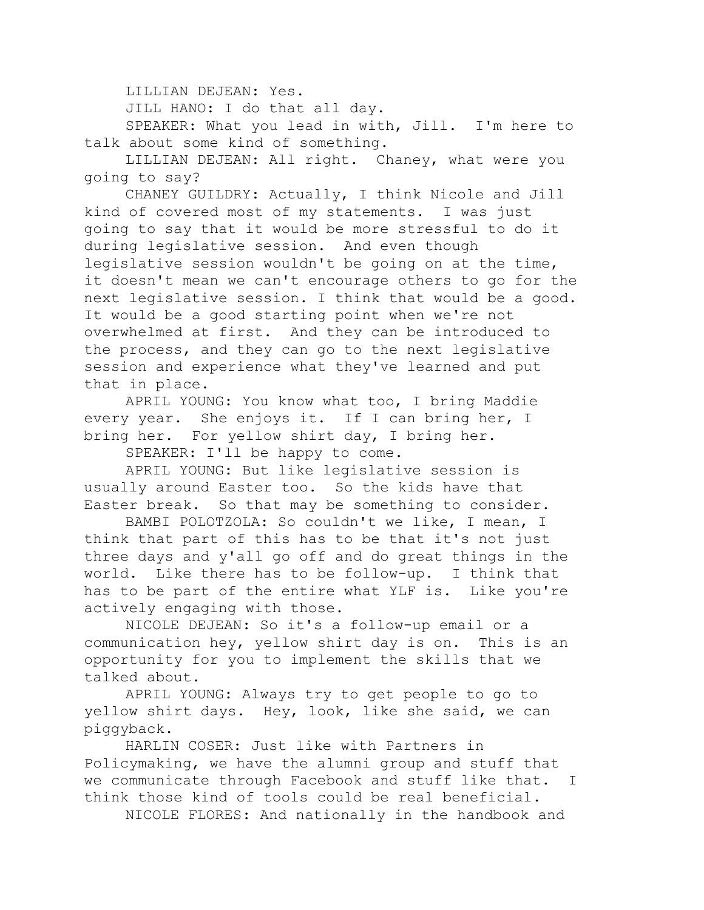LILLIAN DEJEAN: Yes.

JILL HANO: I do that all day.

SPEAKER: What you lead in with, Jill. I'm here to talk about some kind of something.

LILLIAN DEJEAN: All right. Chaney, what were you going to say?

CHANEY GUILDRY: Actually, I think Nicole and Jill kind of covered most of my statements. I was just going to say that it would be more stressful to do it during legislative session. And even though legislative session wouldn't be going on at the time, it doesn't mean we can't encourage others to go for the next legislative session. I think that would be a good. It would be a good starting point when we're not overwhelmed at first. And they can be introduced to the process, and they can go to the next legislative session and experience what they've learned and put that in place.

APRIL YOUNG: You know what too, I bring Maddie every year. She enjoys it. If I can bring her, I bring her. For yellow shirt day, I bring her.

SPEAKER: I'll be happy to come.

APRIL YOUNG: But like legislative session is usually around Easter too. So the kids have that Easter break. So that may be something to consider.

BAMBI POLOTZOLA: So couldn't we like, I mean, I think that part of this has to be that it's not just three days and y'all go off and do great things in the world. Like there has to be follow-up. I think that has to be part of the entire what YLF is. Like you're actively engaging with those.

NICOLE DEJEAN: So it's a follow-up email or a communication hey, yellow shirt day is on. This is an opportunity for you to implement the skills that we talked about.

APRIL YOUNG: Always try to get people to go to yellow shirt days. Hey, look, like she said, we can piggyback.

HARLIN COSER: Just like with Partners in Policymaking, we have the alumni group and stuff that we communicate through Facebook and stuff like that. I think those kind of tools could be real beneficial.

NICOLE FLORES: And nationally in the handbook and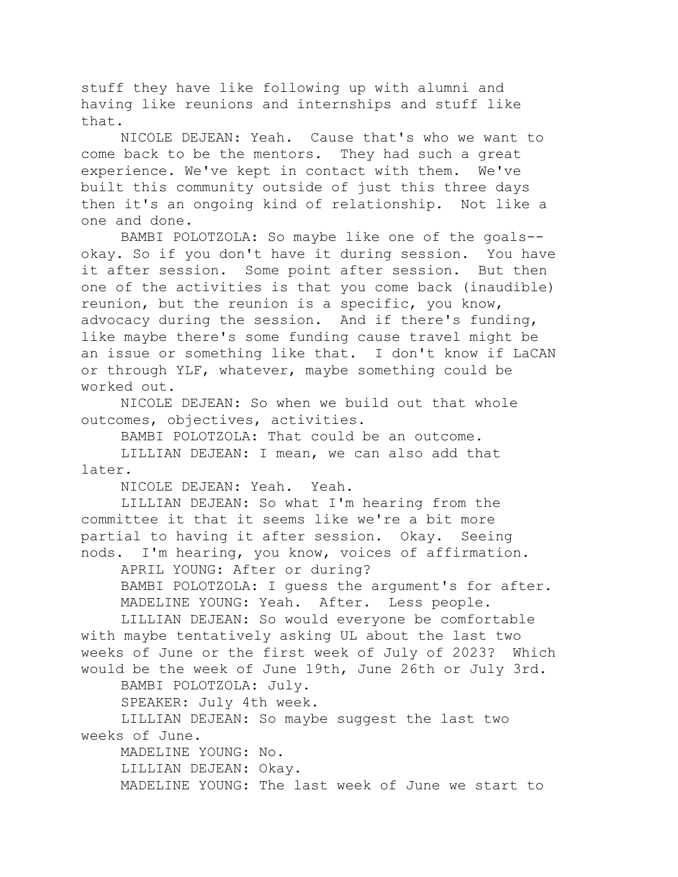stuff they have like following up with alumni and having like reunions and internships and stuff like that.

NICOLE DEJEAN: Yeah. Cause that's who we want to come back to be the mentors. They had such a great experience. We've kept in contact with them. We've built this community outside of just this three days then it's an ongoing kind of relationship. Not like a one and done.

BAMBI POLOTZOLA: So maybe like one of the goals-- okay. So if you don't have it during session. You have it after session. Some point after session. But then one of the activities is that you come back (inaudible) reunion, but the reunion is a specific, you know, advocacy during the session. And if there's funding, like maybe there's some funding cause travel might be an issue or something like that. I don't know if LaCAN or through YLF, whatever, maybe something could be worked out.

NICOLE DEJEAN: So when we build out that whole outcomes, objectives, activities.

BAMBI POLOTZOLA: That could be an outcome.

LILLIAN DEJEAN: I mean, we can also add that later.

NICOLE DEJEAN: Yeah. Yeah.

LILLIAN DEJEAN: So what I'm hearing from the committee it that it seems like we're a bit more partial to having it after session. Okay. Seeing nods. I'm hearing, you know, voices of affirmation.

APRIL YOUNG: After or during?

BAMBI POLOTZOLA: I guess the argument's for after.

MADELINE YOUNG: Yeah. After. Less people.

LILLIAN DEJEAN: So would everyone be comfortable with maybe tentatively asking UL about the last two weeks of June or the first week of July of 2023? Which would be the week of June 19th, June 26th or July 3rd.

BAMBI POLOTZOLA: July.

SPEAKER: July 4th week.

LILLIAN DEJEAN: So maybe suggest the last two weeks of June.

MADELINE YOUNG: No.

LILLIAN DEJEAN: Okay.

MADELINE YOUNG: The last week of June we start to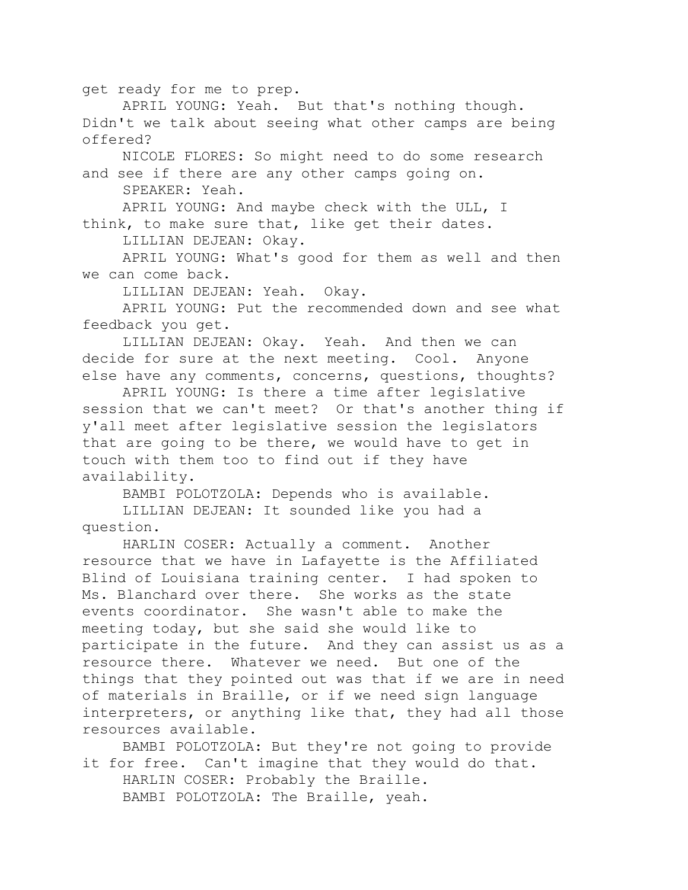get ready for me to prep.

APRIL YOUNG: Yeah. But that's nothing though. Didn't we talk about seeing what other camps are being offered?

NICOLE FLORES: So might need to do some research and see if there are any other camps going on.

SPEAKER: Yeah.

APRIL YOUNG: And maybe check with the ULL, I think, to make sure that, like get their dates.

LILLIAN DEJEAN: Okay.

APRIL YOUNG: What's good for them as well and then we can come back.

LILLIAN DEJEAN: Yeah. Okay.

APRIL YOUNG: Put the recommended down and see what feedback you get.

LILLIAN DEJEAN: Okay. Yeah. And then we can decide for sure at the next meeting. Cool. Anyone else have any comments, concerns, questions, thoughts?

APRIL YOUNG: Is there a time after legislative session that we can't meet? Or that's another thing if y'all meet after legislative session the legislators that are going to be there, we would have to get in touch with them too to find out if they have availability.

BAMBI POLOTZOLA: Depends who is available.

LILLIAN DEJEAN: It sounded like you had a question.

HARLIN COSER: Actually a comment. Another resource that we have in Lafayette is the Affiliated Blind of Louisiana training center. I had spoken to Ms. Blanchard over there. She works as the state events coordinator. She wasn't able to make the meeting today, but she said she would like to participate in the future. And they can assist us as a resource there. Whatever we need. But one of the things that they pointed out was that if we are in need of materials in Braille, or if we need sign language interpreters, or anything like that, they had all those resources available.

BAMBI POLOTZOLA: But they're not going to provide it for free. Can't imagine that they would do that.

HARLIN COSER: Probably the Braille.

BAMBI POLOTZOLA: The Braille, yeah.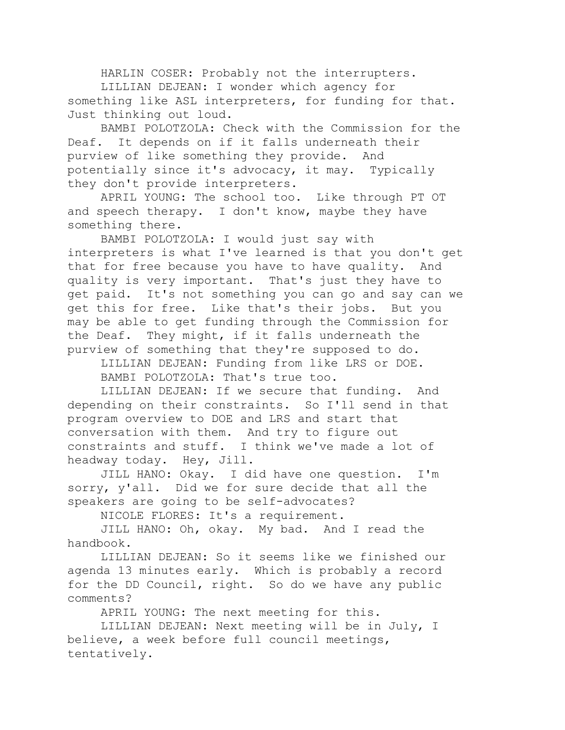HARLIN COSER: Probably not the interrupters.

LILLIAN DEJEAN: I wonder which agency for something like ASL interpreters, for funding for that. Just thinking out loud.

BAMBI POLOTZOLA: Check with the Commission for the Deaf. It depends on if it falls underneath their purview of like something they provide. And potentially since it's advocacy, it may. Typically they don't provide interpreters.

APRIL YOUNG: The school too. Like through PT OT and speech therapy. I don't know, maybe they have something there.

BAMBI POLOTZOLA: I would just say with interpreters is what I've learned is that you don't get that for free because you have to have quality. And quality is very important. That's just they have to get paid. It's not something you can go and say can we get this for free. Like that's their jobs. But you may be able to get funding through the Commission for the Deaf. They might, if it falls underneath the purview of something that they're supposed to do.

LILLIAN DEJEAN: Funding from like LRS or DOE.

BAMBI POLOTZOLA: That's true too.

LILLIAN DEJEAN: If we secure that funding. And depending on their constraints. So I'll send in that program overview to DOE and LRS and start that conversation with them. And try to figure out constraints and stuff. I think we've made a lot of headway today. Hey, Jill.

JILL HANO: Okay. I did have one question. I'm sorry, y'all. Did we for sure decide that all the speakers are going to be self-advocates?

NICOLE FLORES: It's a requirement.

JILL HANO: Oh, okay. My bad. And I read the handbook.

LILLIAN DEJEAN: So it seems like we finished our agenda 13 minutes early. Which is probably a record for the DD Council, right. So do we have any public comments?

APRIL YOUNG: The next meeting for this.

LILLIAN DEJEAN: Next meeting will be in July, I believe, a week before full council meetings, tentatively.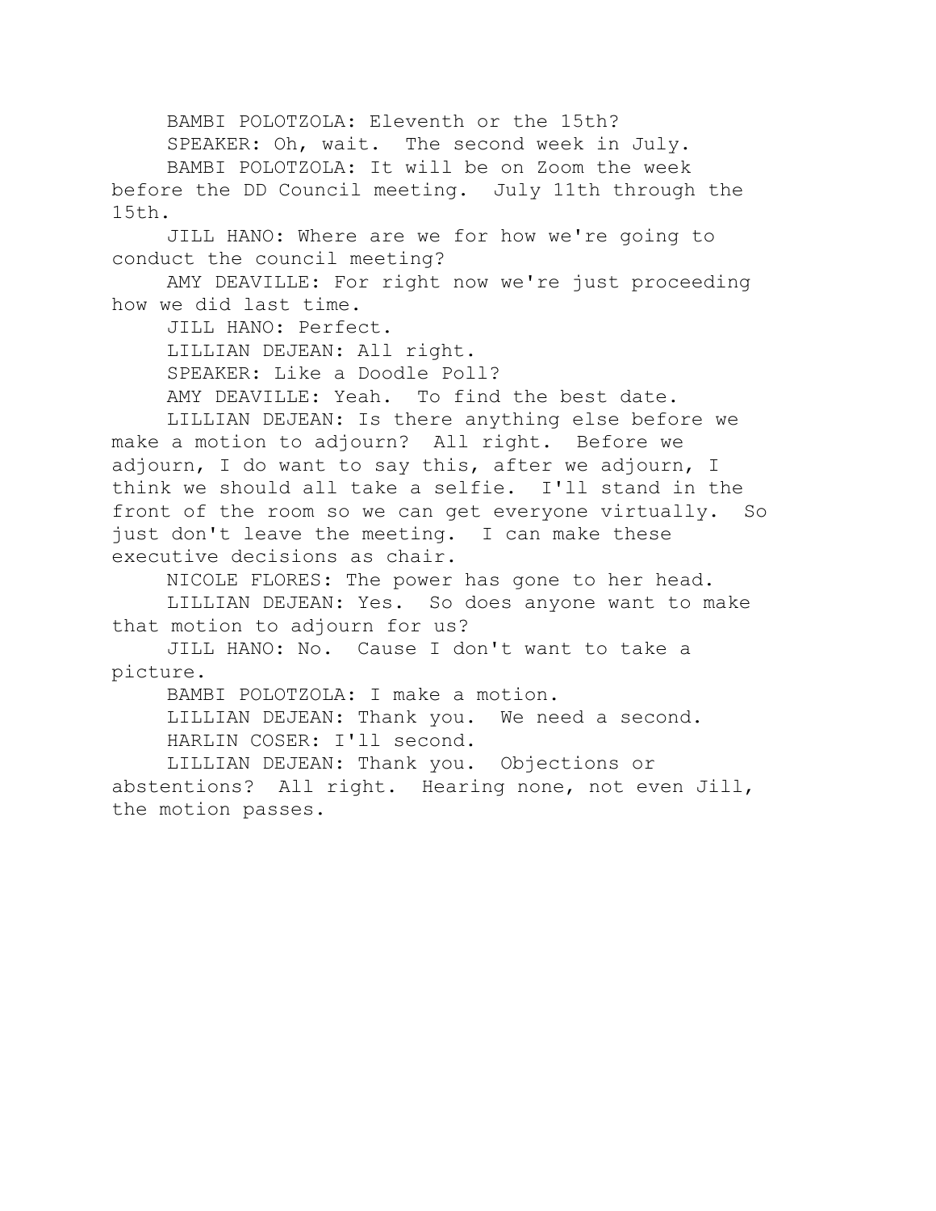BAMBI POLOTZOLA: Eleventh or the 15th?

SPEAKER: Oh, wait. The second week in July.

BAMBI POLOTZOLA: It will be on Zoom the week before the DD Council meeting. July 11th through the 15th.

JILL HANO: Where are we for how we're going to conduct the council meeting?

AMY DEAVILLE: For right now we're just proceeding how we did last time.

JILL HANO: Perfect.

LILLIAN DEJEAN: All right.

SPEAKER: Like a Doodle Poll?

AMY DEAVILLE: Yeah. To find the best date.

LILLIAN DEJEAN: Is there anything else before we make a motion to adjourn? All right. Before we adjourn, I do want to say this, after we adjourn, I think we should all take a selfie. I'll stand in the front of the room so we can get everyone virtually. So just don't leave the meeting. I can make these executive decisions as chair.

NICOLE FLORES: The power has gone to her head.

LILLIAN DEJEAN: Yes. So does anyone want to make that motion to adjourn for us?

JILL HANO: No. Cause I don't want to take a picture.

BAMBI POLOTZOLA: I make a motion.

LILLIAN DEJEAN: Thank you. We need a second.

HARLIN COSER: I'll second.

LILLIAN DEJEAN: Thank you. Objections or abstentions? All right. Hearing none, not even Jill, the motion passes.